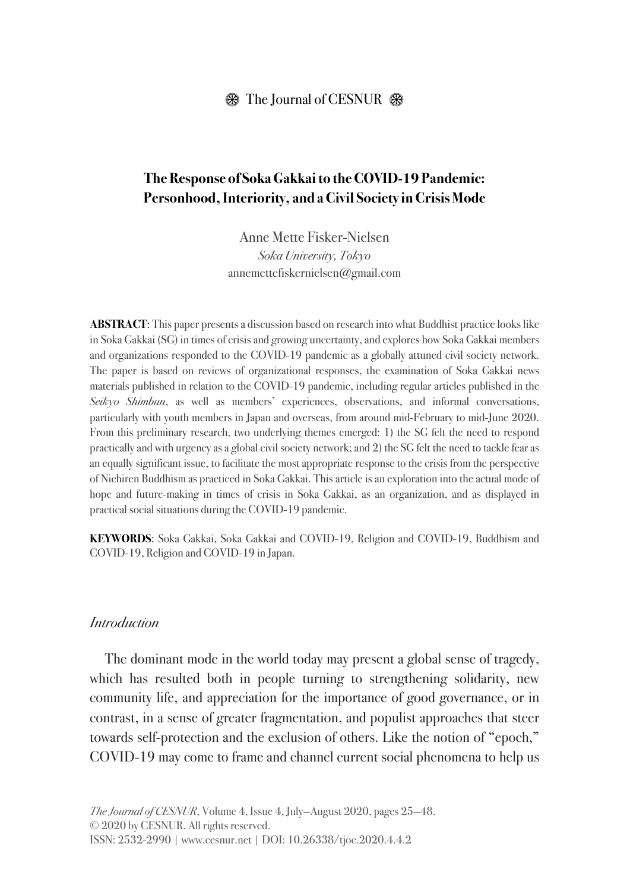# The Response of Soka Gakkai to the COVID-19 Pandemic: Personhood, Interiority, and a Civil Society in Crisis Mode

Anne Mette Fisker-Nielsen
*Soka University, Tokyo*
annemettefiskernielsen@gmail.com

**ABSTRACT**: This paper presents a discussion based on research into what Buddhist practice looks like in Soka Gakkai (SG) in times of crisis and growing uncertainty, and explores how Soka Gakkai members and organizations responded to the COVID-19 pandemic as a globally attuned civil society network. The paper is based on reviews of organizational responses, the examination of Soka Gakkai news materials published in relation to the COVID-19 pandemic, including regular articles published in the *Seikyo Shimbun*, as well as members' experiences, observations, and informal conversations, particularly with youth members in Japan and overseas, from around mid-February to mid-June 2020. From this preliminary research, two underlying themes emerged: 1) the SG felt the need to respond practically and with urgency as a global civil society network; and 2) the SG felt the need to tackle fear as an equally significant issue, to facilitate the most appropriate response to the crisis from the perspective of Nichiren Buddhism as practiced in Soka Gakkai. This article is an exploration into the actual mode of hope and future-making in times of crisis in Soka Gakkai, as an organization, and as displayed in practical social situations during the COVID-19 pandemic.

**KEYWORDS**: Soka Gakkai, Soka Gakkai and COVID-19, Religion and COVID-19, Buddhism and COVID-19, Religion and COVID-19 in Japan.

## *Introduction*

The dominant mode in the world today may present a global sense of tragedy, which has resulted both in people turning to strengthening solidarity, new community life, and appreciation for the importance of good governance, or in contrast, in a sense of greater fragmentation, and populist approaches that steer towards self-protection and the exclusion of others. Like the notion of "epoch," COVID-19 may come to frame and channel current social phenomena to help us

*The Journal of CESNUR*, Volume 4, Issue 4, July—August 2020, pages 25—48.
© 2020 by CESNUR. All rights reserved.
ISSN: 2532-2990 | www.cesnur.net | DOI: 10.26338/tjoc.2020.4.4.2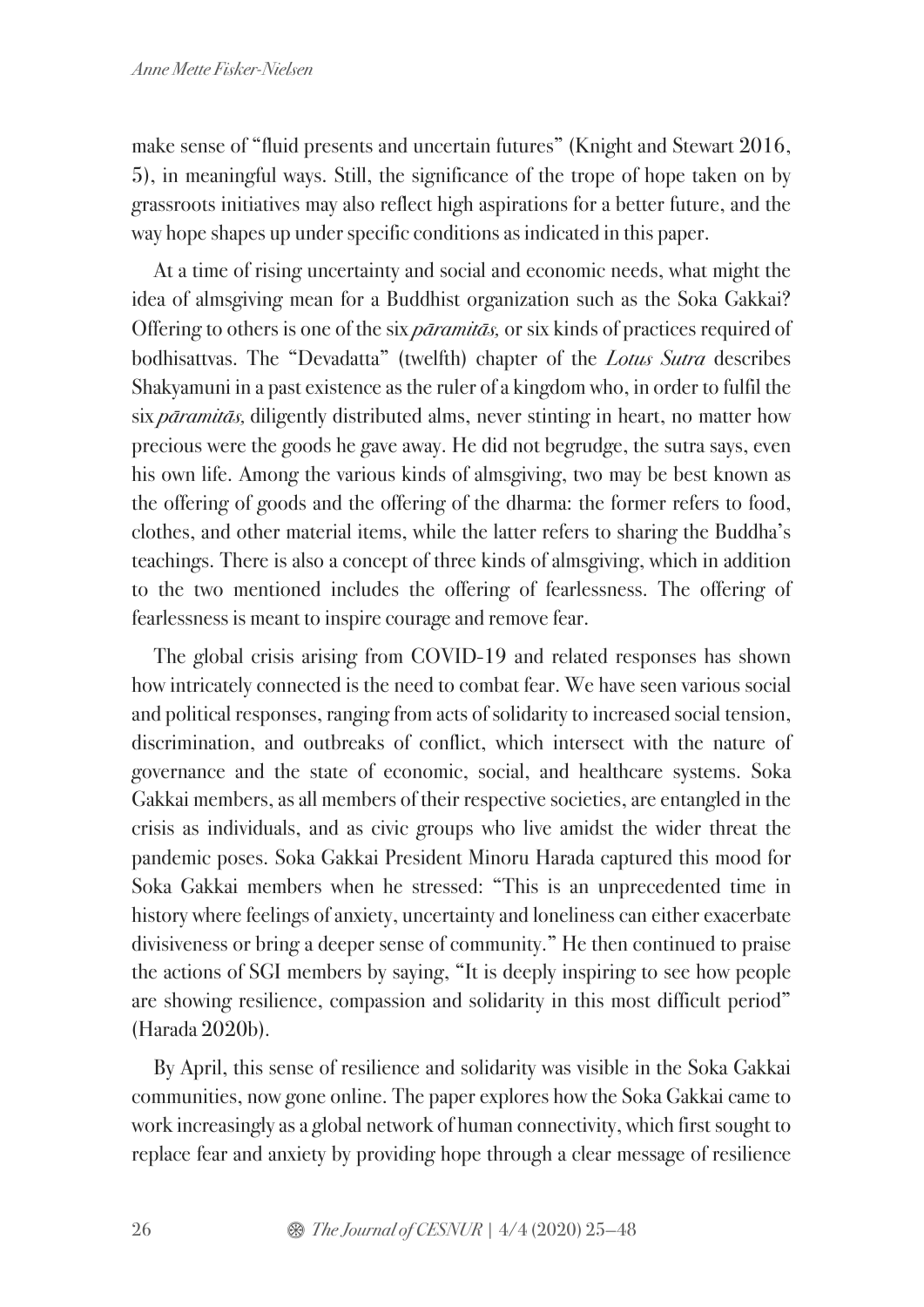make sense of "fluid presents and uncertain futures" (Knight and Stewart 2016, 5), in meaningful ways. Still, the significance of the trope of hope taken on by grassroots initiatives may also reflect high aspirations for a better future, and the way hope shapes up under specific conditions as indicated in this paper.

At a time of rising uncertainty and social and economic needs, what might the idea of almsgiving mean for a Buddhist organization such as the Soka Gakkai? Offering to others is one of the six *pāramitās,* or six kinds of practices required of bodhisattvas. The "Devadatta" (twelfth) chapter of the *Lotus Sutra* describes Shakyamuni in a past existence as the ruler of a kingdom who, in order to fulfil the six *pāramitās,* diligently distributed alms, never stinting in heart, no matter how precious were the goods he gave away. He did not begrudge, the sutra says, even his own life. Among the various kinds of almsgiving, two may be best known as the offering of goods and the offering of the dharma: the former refers to food, clothes, and other material items, while the latter refers to sharing the Buddha's teachings. There is also a concept of three kinds of almsgiving, which in addition to the two mentioned includes the offering of fearlessness. The offering of fearlessness is meant to inspire courage and remove fear.

The global crisis arising from COVID-19 and related responses has shown how intricately connected is the need to combat fear. We have seen various social and political responses, ranging from acts of solidarity to increased social tension, discrimination, and outbreaks of conflict, which intersect with the nature of governance and the state of economic, social, and healthcare systems. Soka Gakkai members, as all members of their respective societies, are entangled in the crisis as individuals, and as civic groups who live amidst the wider threat the pandemic poses. Soka Gakkai President Minoru Harada captured this mood for Soka Gakkai members when he stressed: "This is an unprecedented time in history where feelings of anxiety, uncertainty and loneliness can either exacerbate divisiveness or bring a deeper sense of community." He then continued to praise the actions of SGI members by saying, "It is deeply inspiring to see how people are showing resilience, compassion and solidarity in this most difficult period" (Harada 2020b).

By April, this sense of resilience and solidarity was visible in the Soka Gakkai communities, now gone online. The paper explores how the Soka Gakkai came to work increasingly as a global network of human connectivity, which first sought to replace fear and anxiety by providing hope through a clear message of resilience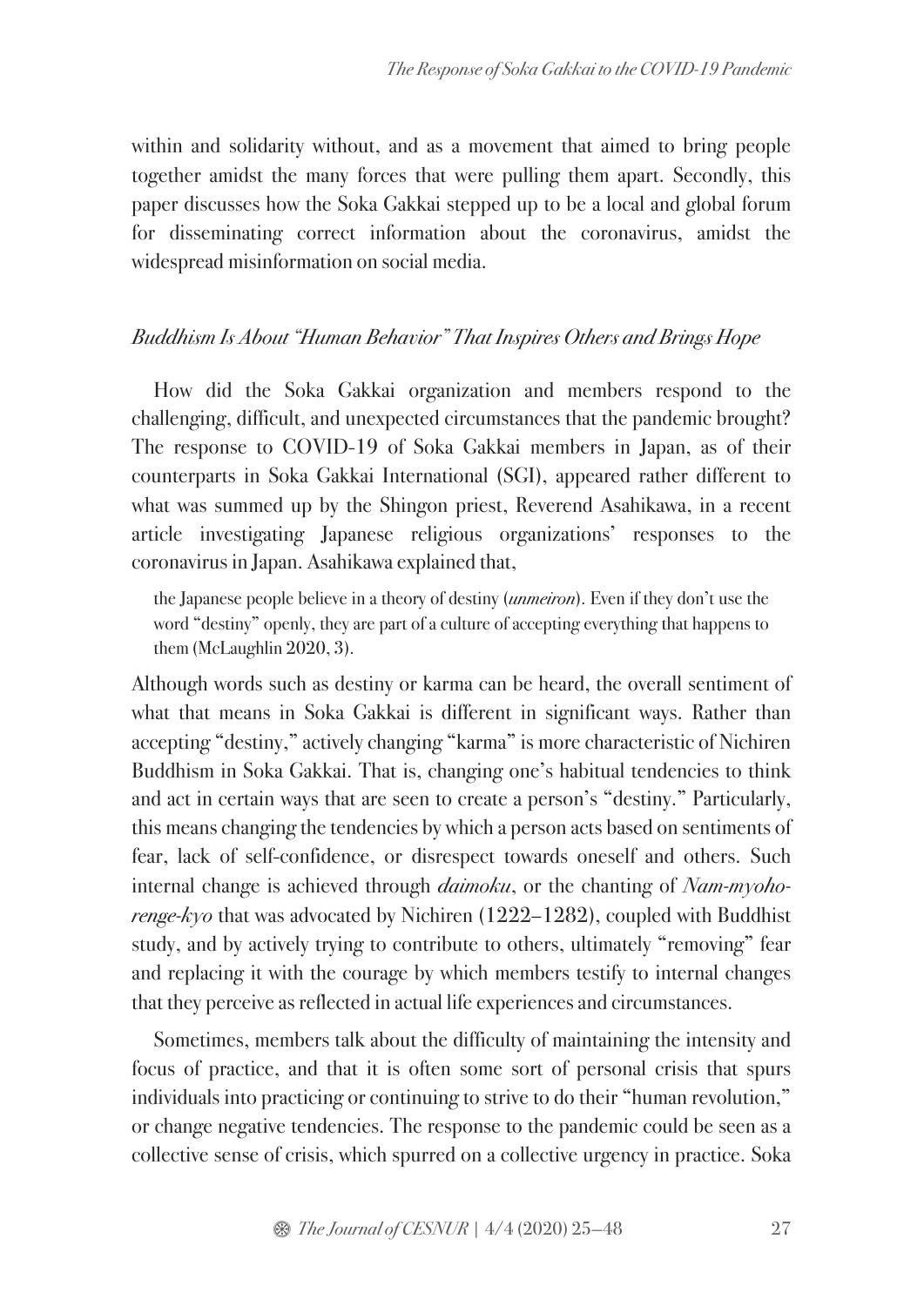within and solidarity without, and as a movement that aimed to bring people together amidst the many forces that were pulling them apart. Secondly, this paper discusses how the Soka Gakkai stepped up to be a local and global forum for disseminating correct information about the coronavirus, amidst the widespread misinformation on social media.

### *Buddhism Is About "Human Behavior" That Inspires Others and Brings Hope*

How did the Soka Gakkai organization and members respond to the challenging, difficult, and unexpected circumstances that the pandemic brought? The response to COVID-19 of Soka Gakkai members in Japan, as of their counterparts in Soka Gakkai International (SGI), appeared rather different to what was summed up by the Shingon priest, Reverend Asahikawa, in a recent article investigating Japanese religious organizations' responses to the coronavirus in Japan. Asahikawa explained that,

> the Japanese people believe in a theory of destiny (*unmeiron*). Even if they don't use the word "destiny" openly, they are part of a culture of accepting everything that happens to them (McLaughlin 2020, 3).

Although words such as destiny or karma can be heard, the overall sentiment of what that means in Soka Gakkai is different in significant ways. Rather than accepting "destiny," actively changing "karma" is more characteristic of Nichiren Buddhism in Soka Gakkai. That is, changing one's habitual tendencies to think and act in certain ways that are seen to create a person's "destiny." Particularly, this means changing the tendencies by which a person acts based on sentiments of fear, lack of self-confidence, or disrespect towards oneself and others. Such internal change is achieved through *daimoku*, or the chanting of *Nam-myoho-renge-kyo* that was advocated by Nichiren (1222–1282), coupled with Buddhist study, and by actively trying to contribute to others, ultimately "removing" fear and replacing it with the courage by which members testify to internal changes that they perceive as reflected in actual life experiences and circumstances.

Sometimes, members talk about the difficulty of maintaining the intensity and focus of practice, and that it is often some sort of personal crisis that spurs individuals into practicing or continuing to strive to do their "human revolution," or change negative tendencies. The response to the pandemic could be seen as a collective sense of crisis, which spurred on a collective urgency in practice. Soka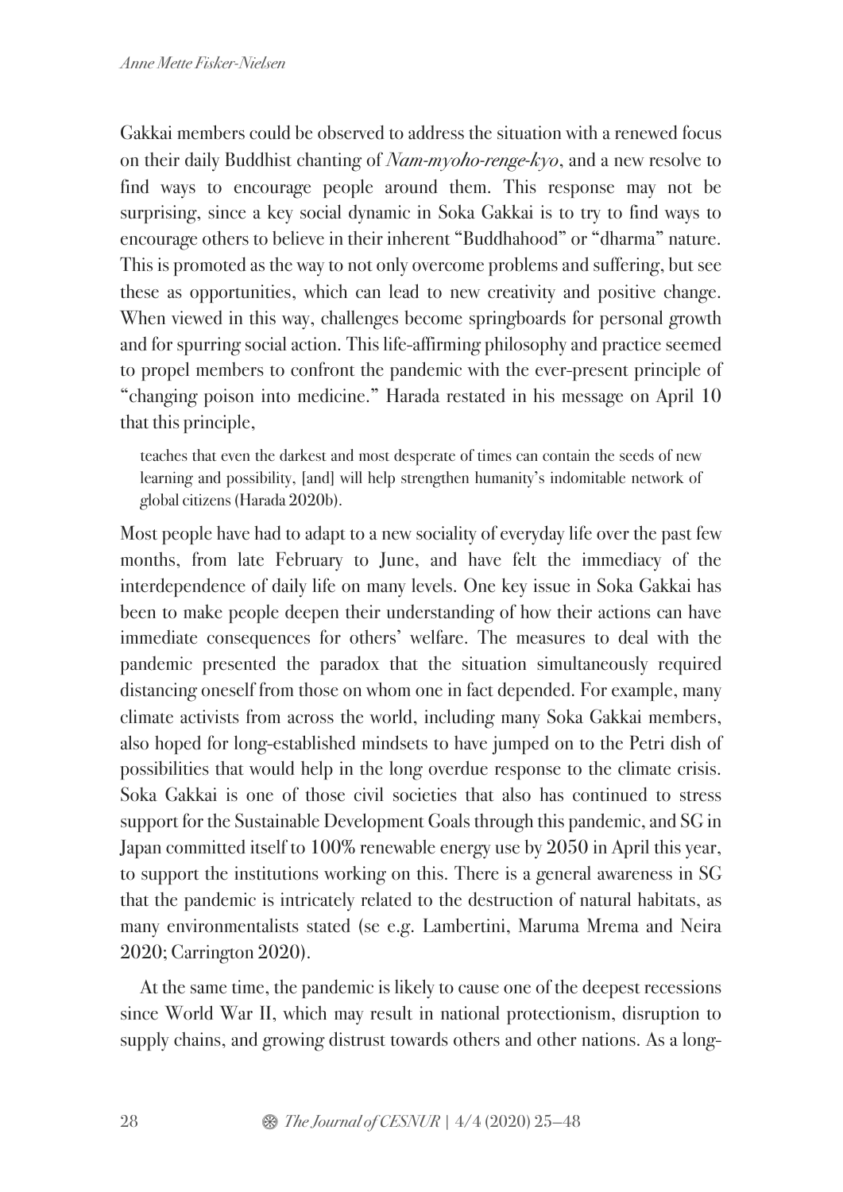Gakkai members could be observed to address the situation with a renewed focus on their daily Buddhist chanting of *Nam-myoho-renge-kyo*, and a new resolve to find ways to encourage people around them. This response may not be surprising, since a key social dynamic in Soka Gakkai is to try to find ways to encourage others to believe in their inherent "Buddhahood" or "dharma" nature. This is promoted as the way to not only overcome problems and suffering, but see these as opportunities, which can lead to new creativity and positive change. When viewed in this way, challenges become springboards for personal growth and for spurring social action. This life-affirming philosophy and practice seemed to propel members to confront the pandemic with the ever-present principle of "changing poison into medicine." Harada restated in his message on April 10 that this principle,

> teaches that even the darkest and most desperate of times can contain the seeds of new learning and possibility, [and] will help strengthen humanity's indomitable network of global citizens (Harada 2020b).

Most people have had to adapt to a new sociality of everyday life over the past few months, from late February to June, and have felt the immediacy of the interdependence of daily life on many levels. One key issue in Soka Gakkai has been to make people deepen their understanding of how their actions can have immediate consequences for others' welfare. The measures to deal with the pandemic presented the paradox that the situation simultaneously required distancing oneself from those on whom one in fact depended. For example, many climate activists from across the world, including many Soka Gakkai members, also hoped for long-established mindsets to have jumped on to the Petri dish of possibilities that would help in the long overdue response to the climate crisis. Soka Gakkai is one of those civil societies that also has continued to stress support for the Sustainable Development Goals through this pandemic, and SG in Japan committed itself to 100% renewable energy use by 2050 in April this year, to support the institutions working on this. There is a general awareness in SG that the pandemic is intricately related to the destruction of natural habitats, as many environmentalists stated (se e.g. Lambertini, Maruma Mrema and Neira 2020; Carrington 2020).

At the same time, the pandemic is likely to cause one of the deepest recessions since World War II, which may result in national protectionism, disruption to supply chains, and growing distrust towards others and other nations. As a long-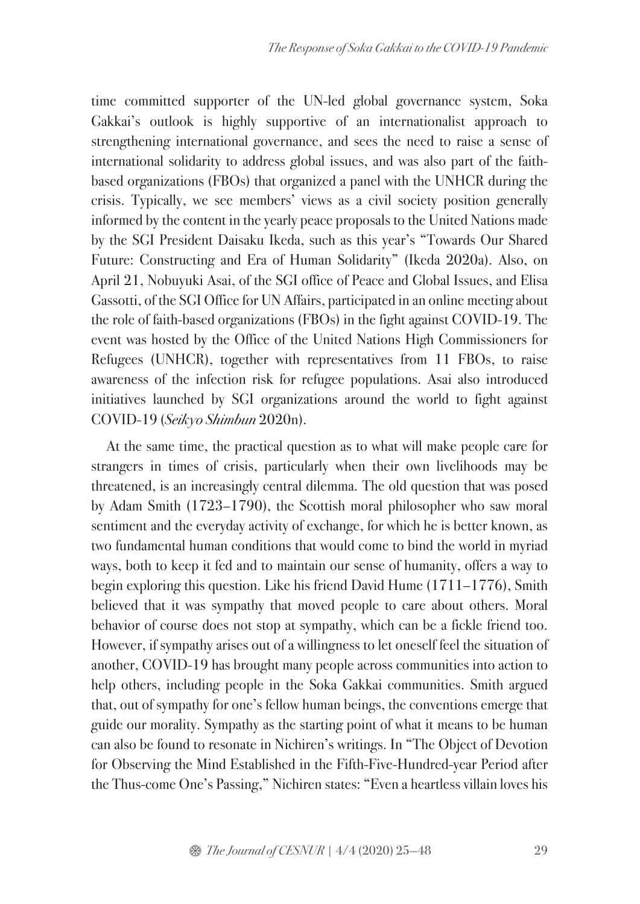time committed supporter of the UN-led global governance system, Soka Gakkai's outlook is highly supportive of an internationalist approach to strengthening international governance, and sees the need to raise a sense of international solidarity to address global issues, and was also part of the faith-based organizations (FBOs) that organized a panel with the UNHCR during the crisis. Typically, we see members' views as a civil society position generally informed by the content in the yearly peace proposals to the United Nations made by the SGI President Daisaku Ikeda, such as this year's "Towards Our Shared Future: Constructing and Era of Human Solidarity" (Ikeda 2020a). Also, on April 21, Nobuyuki Asai, of the SGI office of Peace and Global Issues, and Elisa Gassotti, of the SGI Office for UN Affairs, participated in an online meeting about the role of faith-based organizations (FBOs) in the fight against COVID-19. The event was hosted by the Office of the United Nations High Commissioners for Refugees (UNHCR), together with representatives from 11 FBOs, to raise awareness of the infection risk for refugee populations. Asai also introduced initiatives launched by SGI organizations around the world to fight against COVID-19 (*Seikyo Shimbun* 2020n).

At the same time, the practical question as to what will make people care for strangers in times of crisis, particularly when their own livelihoods may be threatened, is an increasingly central dilemma. The old question that was posed by Adam Smith (1723–1790), the Scottish moral philosopher who saw moral sentiment and the everyday activity of exchange, for which he is better known, as two fundamental human conditions that would come to bind the world in myriad ways, both to keep it fed and to maintain our sense of humanity, offers a way to begin exploring this question. Like his friend David Hume (1711–1776), Smith believed that it was sympathy that moved people to care about others. Moral behavior of course does not stop at sympathy, which can be a fickle friend too. However, if sympathy arises out of a willingness to let oneself feel the situation of another, COVID-19 has brought many people across communities into action to help others, including people in the Soka Gakkai communities. Smith argued that, out of sympathy for one's fellow human beings, the conventions emerge that guide our morality. Sympathy as the starting point of what it means to be human can also be found to resonate in Nichiren's writings. In "The Object of Devotion for Observing the Mind Established in the Fifth-Five-Hundred-year Period after the Thus-come One's Passing," Nichiren states: "Even a heartless villain loves his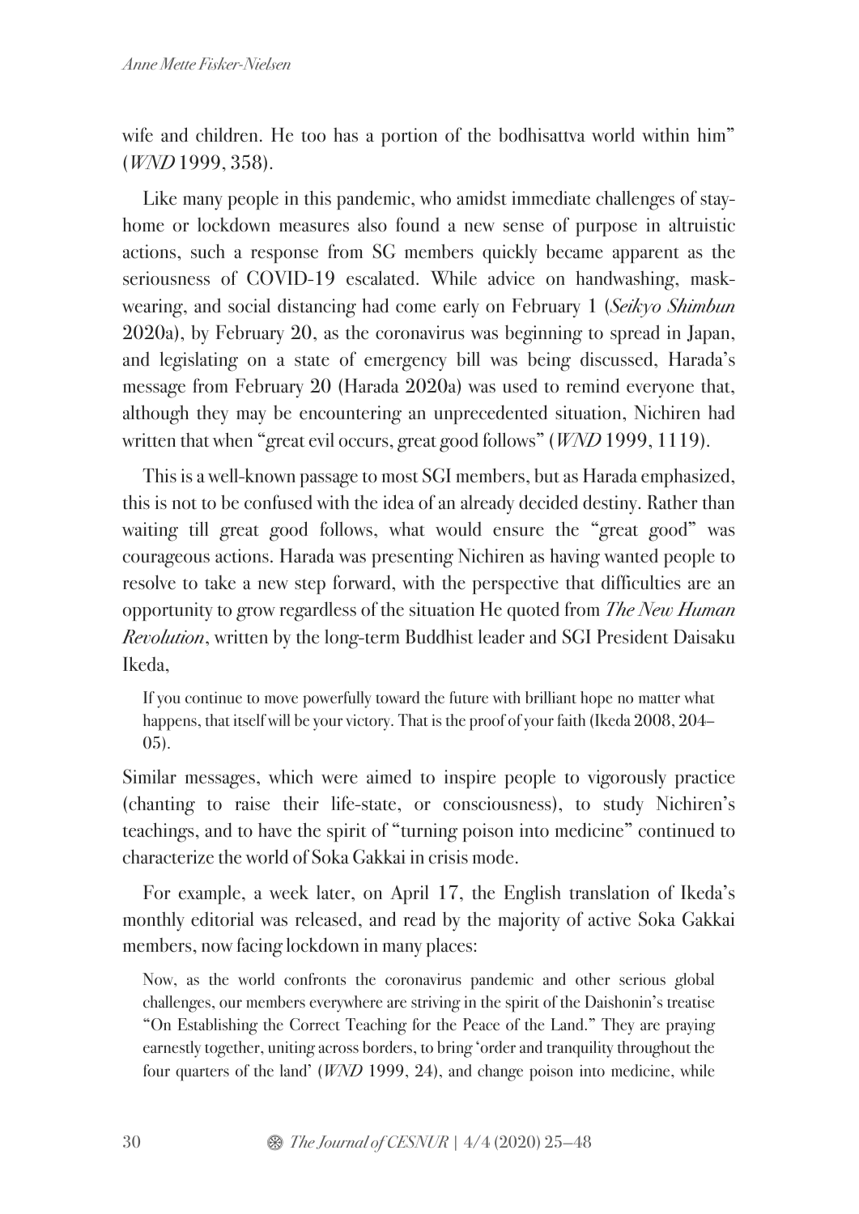wife and children. He too has a portion of the bodhisattva world within him" (*WND* 1999, 358).

Like many people in this pandemic, who amidst immediate challenges of stay-home or lockdown measures also found a new sense of purpose in altruistic actions, such a response from SG members quickly became apparent as the seriousness of COVID-19 escalated. While advice on handwashing, mask-wearing, and social distancing had come early on February 1 (*Seikyo Shimbun* 2020a), by February 20, as the coronavirus was beginning to spread in Japan, and legislating on a state of emergency bill was being discussed, Harada's message from February 20 (Harada 2020a) was used to remind everyone that, although they may be encountering an unprecedented situation, Nichiren had written that when "great evil occurs, great good follows" (*WND* 1999, 1119).

This is a well-known passage to most SGI members, but as Harada emphasized, this is not to be confused with the idea of an already decided destiny. Rather than waiting till great good follows, what would ensure the "great good" was courageous actions. Harada was presenting Nichiren as having wanted people to resolve to take a new step forward, with the perspective that difficulties are an opportunity to grow regardless of the situation He quoted from *The New Human Revolution*, written by the long-term Buddhist leader and SGI President Daisaku Ikeda,

> If you continue to move powerfully toward the future with brilliant hope no matter what happens, that itself will be your victory. That is the proof of your faith (Ikeda 2008, 204–05).

Similar messages, which were aimed to inspire people to vigorously practice (chanting to raise their life-state, or consciousness), to study Nichiren's teachings, and to have the spirit of "turning poison into medicine" continued to characterize the world of Soka Gakkai in crisis mode.

For example, a week later, on April 17, the English translation of Ikeda's monthly editorial was released, and read by the majority of active Soka Gakkai members, now facing lockdown in many places:

> Now, as the world confronts the coronavirus pandemic and other serious global challenges, our members everywhere are striving in the spirit of the Daishonin's treatise "On Establishing the Correct Teaching for the Peace of the Land." They are praying earnestly together, uniting across borders, to bring 'order and tranquility throughout the four quarters of the land' (*WND* 1999, 24), and change poison into medicine, while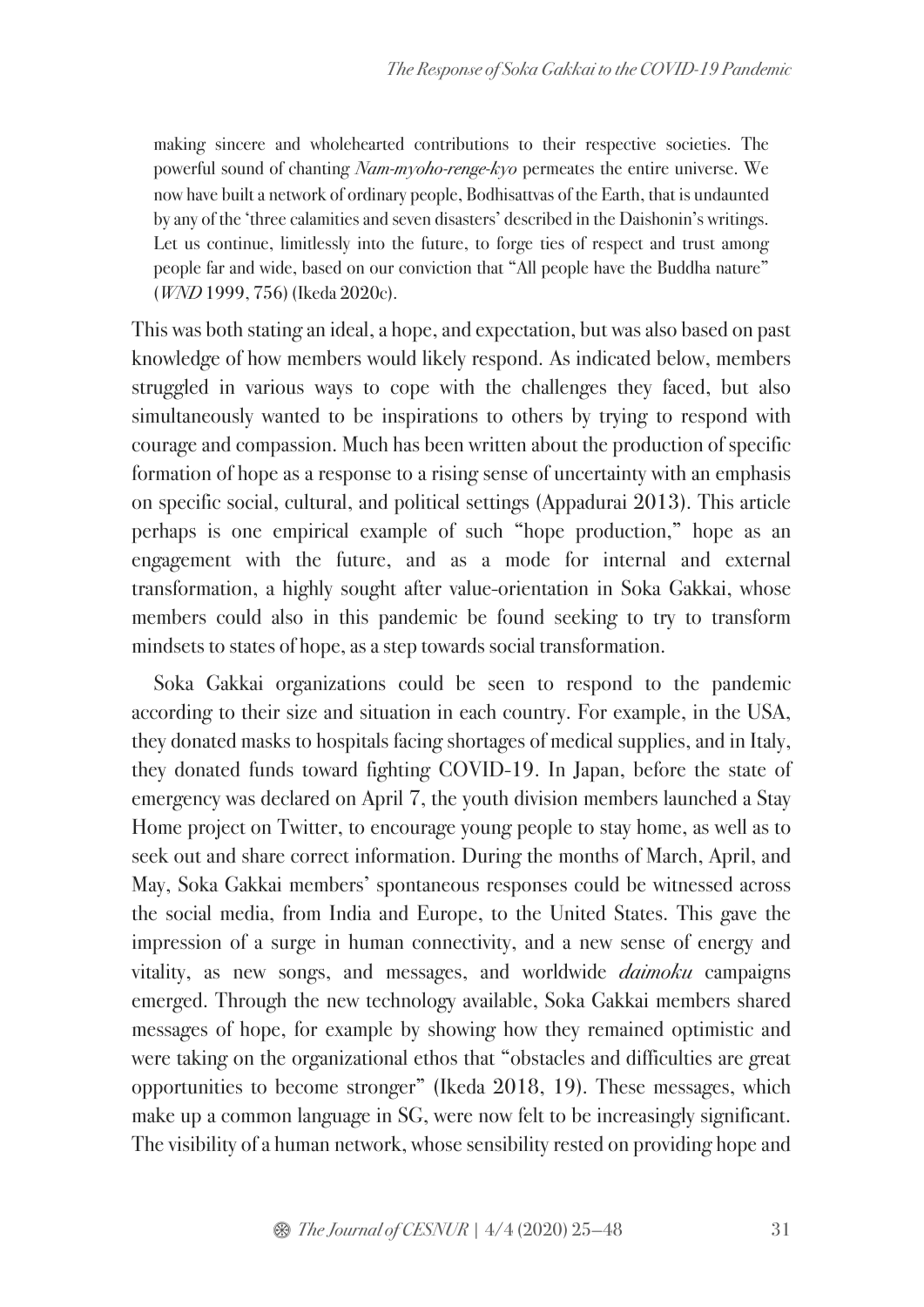making sincere and wholehearted contributions to their respective societies. The powerful sound of chanting *Nam-myoho-renge-kyo* permeates the entire universe. We now have built a network of ordinary people, Bodhisattvas of the Earth, that is undaunted by any of the 'three calamities and seven disasters' described in the Daishonin's writings. Let us continue, limitlessly into the future, to forge ties of respect and trust among people far and wide, based on our conviction that "All people have the Buddha nature" (*WND* 1999, 756) (Ikeda 2020c).

This was both stating an ideal, a hope, and expectation, but was also based on past knowledge of how members would likely respond. As indicated below, members struggled in various ways to cope with the challenges they faced, but also simultaneously wanted to be inspirations to others by trying to respond with courage and compassion. Much has been written about the production of specific formation of hope as a response to a rising sense of uncertainty with an emphasis on specific social, cultural, and political settings (Appadurai 2013). This article perhaps is one empirical example of such "hope production," hope as an engagement with the future, and as a mode for internal and external transformation, a highly sought after value-orientation in Soka Gakkai, whose members could also in this pandemic be found seeking to try to transform mindsets to states of hope, as a step towards social transformation.

Soka Gakkai organizations could be seen to respond to the pandemic according to their size and situation in each country. For example, in the USA, they donated masks to hospitals facing shortages of medical supplies, and in Italy, they donated funds toward fighting COVID-19. In Japan, before the state of emergency was declared on April 7, the youth division members launched a Stay Home project on Twitter, to encourage young people to stay home, as well as to seek out and share correct information. During the months of March, April, and May, Soka Gakkai members' spontaneous responses could be witnessed across the social media, from India and Europe, to the United States. This gave the impression of a surge in human connectivity, and a new sense of energy and vitality, as new songs, and messages, and worldwide *daimoku* campaigns emerged. Through the new technology available, Soka Gakkai members shared messages of hope, for example by showing how they remained optimistic and were taking on the organizational ethos that "obstacles and difficulties are great opportunities to become stronger" (Ikeda 2018, 19). These messages, which make up a common language in SG, were now felt to be increasingly significant. The visibility of a human network, whose sensibility rested on providing hope and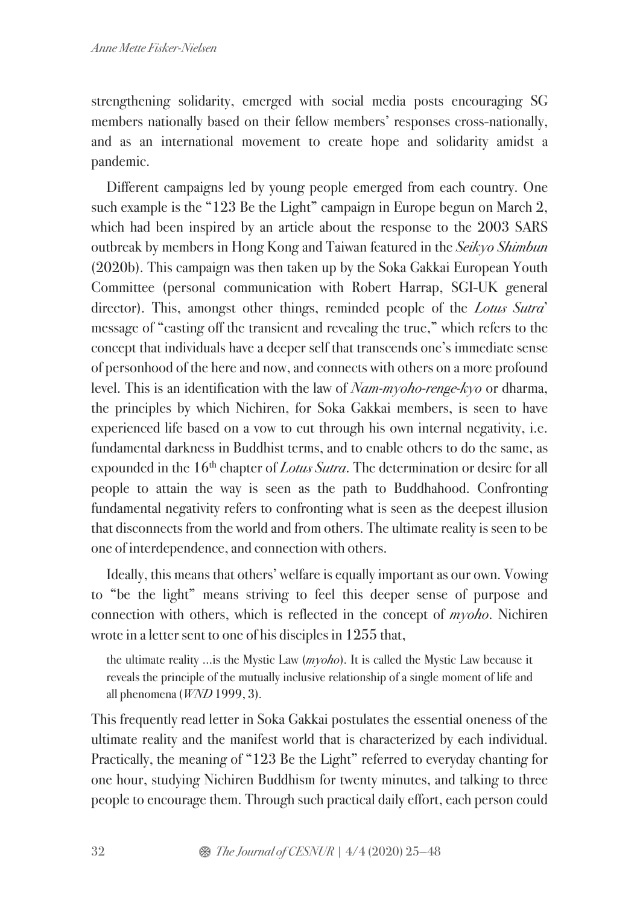strengthening solidarity, emerged with social media posts encouraging SG members nationally based on their fellow members' responses cross-nationally, and as an international movement to create hope and solidarity amidst a pandemic.

Different campaigns led by young people emerged from each country. One such example is the "123 Be the Light" campaign in Europe begun on March 2, which had been inspired by an article about the response to the 2003 SARS outbreak by members in Hong Kong and Taiwan featured in the *Seikyo Shimbun* (2020b). This campaign was then taken up by the Soka Gakkai European Youth Committee (personal communication with Robert Harrap, SGI-UK general director). This, amongst other things, reminded people of the *Lotus Sutra*' message of "casting off the transient and revealing the true," which refers to the concept that individuals have a deeper self that transcends one's immediate sense of personhood of the here and now, and connects with others on a more profound level. This is an identification with the law of *Nam-myoho-renge-kyo* or dharma, the principles by which Nichiren, for Soka Gakkai members, is seen to have experienced life based on a vow to cut through his own internal negativity, i.e. fundamental darkness in Buddhist terms, and to enable others to do the same, as expounded in the 16th chapter of *Lotus Sutra*. The determination or desire for all people to attain the way is seen as the path to Buddhahood. Confronting fundamental negativity refers to confronting what is seen as the deepest illusion that disconnects from the world and from others. The ultimate reality is seen to be one of interdependence, and connection with others.

Ideally, this means that others' welfare is equally important as our own. Vowing to "be the light" means striving to feel this deeper sense of purpose and connection with others, which is reflected in the concept of *myoho*. Nichiren wrote in a letter sent to one of his disciples in 1255 that,

> the ultimate reality …is the Mystic Law (*myoho*). It is called the Mystic Law because it reveals the principle of the mutually inclusive relationship of a single moment of life and all phenomena (*WND* 1999, 3).

This frequently read letter in Soka Gakkai postulates the essential oneness of the ultimate reality and the manifest world that is characterized by each individual. Practically, the meaning of "123 Be the Light" referred to everyday chanting for one hour, studying Nichiren Buddhism for twenty minutes, and talking to three people to encourage them. Through such practical daily effort, each person could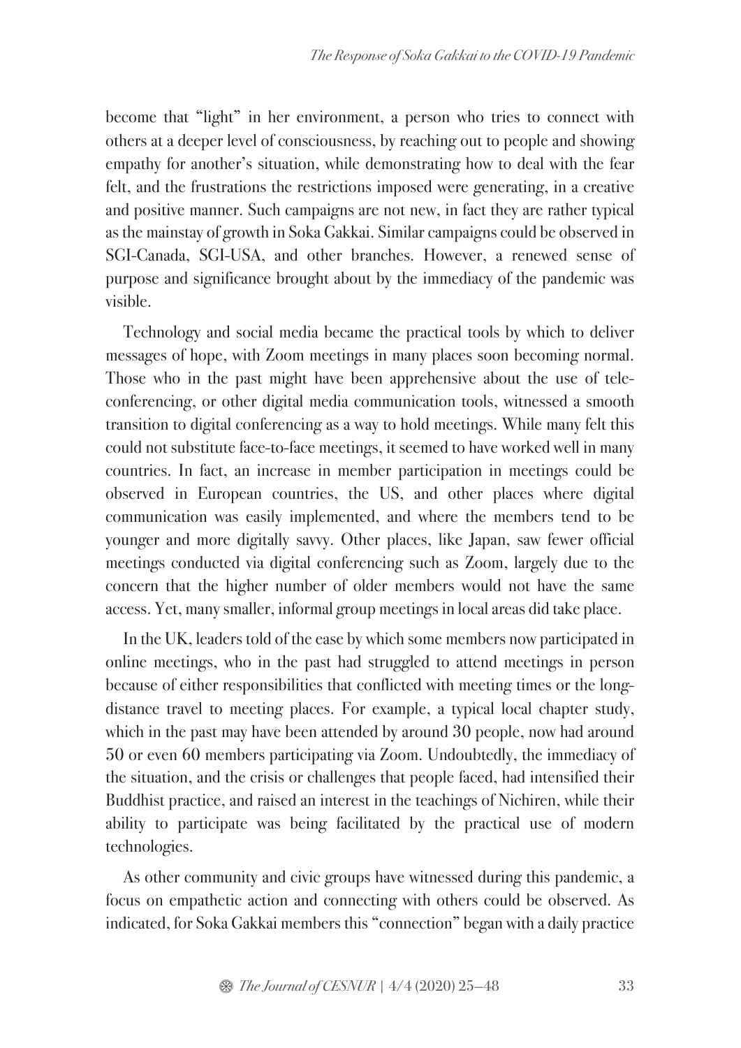become that "light" in her environment, a person who tries to connect with others at a deeper level of consciousness, by reaching out to people and showing empathy for another's situation, while demonstrating how to deal with the fear felt, and the frustrations the restrictions imposed were generating, in a creative and positive manner. Such campaigns are not new, in fact they are rather typical as the mainstay of growth in Soka Gakkai. Similar campaigns could be observed in SGI-Canada, SGI-USA, and other branches. However, a renewed sense of purpose and significance brought about by the immediacy of the pandemic was visible.

Technology and social media became the practical tools by which to deliver messages of hope, with Zoom meetings in many places soon becoming normal. Those who in the past might have been apprehensive about the use of teleconferencing, or other digital media communication tools, witnessed a smooth transition to digital conferencing as a way to hold meetings. While many felt this could not substitute face-to-face meetings, it seemed to have worked well in many countries. In fact, an increase in member participation in meetings could be observed in European countries, the US, and other places where digital communication was easily implemented, and where the members tend to be younger and more digitally savvy. Other places, like Japan, saw fewer official meetings conducted via digital conferencing such as Zoom, largely due to the concern that the higher number of older members would not have the same access. Yet, many smaller, informal group meetings in local areas did take place.

In the UK, leaders told of the ease by which some members now participated in online meetings, who in the past had struggled to attend meetings in person because of either responsibilities that conflicted with meeting times or the long-distance travel to meeting places. For example, a typical local chapter study, which in the past may have been attended by around 30 people, now had around 50 or even 60 members participating via Zoom. Undoubtedly, the immediacy of the situation, and the crisis or challenges that people faced, had intensified their Buddhist practice, and raised an interest in the teachings of Nichiren, while their ability to participate was being facilitated by the practical use of modern technologies.

As other community and civic groups have witnessed during this pandemic, a focus on empathetic action and connecting with others could be observed. As indicated, for Soka Gakkai members this "connection" began with a daily practice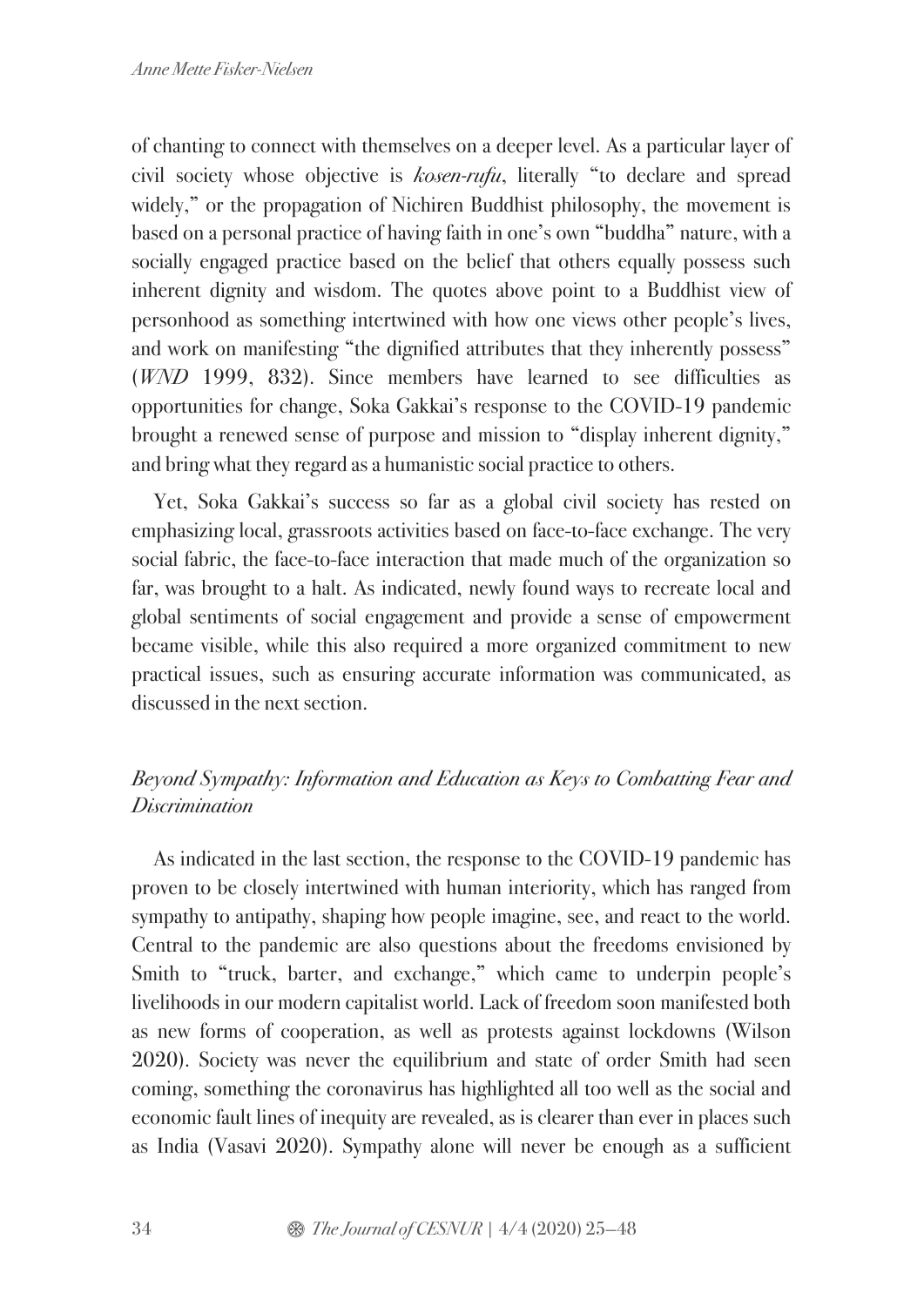of chanting to connect with themselves on a deeper level. As a particular layer of civil society whose objective is *kosen-rufu*, literally "to declare and spread widely," or the propagation of Nichiren Buddhist philosophy, the movement is based on a personal practice of having faith in one's own "buddha" nature, with a socially engaged practice based on the belief that others equally possess such inherent dignity and wisdom. The quotes above point to a Buddhist view of personhood as something intertwined with how one views other people's lives, and work on manifesting "the dignified attributes that they inherently possess" (*WND* 1999, 832). Since members have learned to see difficulties as opportunities for change, Soka Gakkai's response to the COVID-19 pandemic brought a renewed sense of purpose and mission to "display inherent dignity," and bring what they regard as a humanistic social practice to others.

Yet, Soka Gakkai's success so far as a global civil society has rested on emphasizing local, grassroots activities based on face-to-face exchange. The very social fabric, the face-to-face interaction that made much of the organization so far, was brought to a halt. As indicated, newly found ways to recreate local and global sentiments of social engagement and provide a sense of empowerment became visible, while this also required a more organized commitment to new practical issues, such as ensuring accurate information was communicated, as discussed in the next section.

### *Beyond Sympathy: Information and Education as Keys to Combatting Fear and Discrimination*

As indicated in the last section, the response to the COVID-19 pandemic has proven to be closely intertwined with human interiority, which has ranged from sympathy to antipathy, shaping how people imagine, see, and react to the world. Central to the pandemic are also questions about the freedoms envisioned by Smith to "truck, barter, and exchange," which came to underpin people's livelihoods in our modern capitalist world. Lack of freedom soon manifested both as new forms of cooperation, as well as protests against lockdowns (Wilson 2020). Society was never the equilibrium and state of order Smith had seen coming, something the coronavirus has highlighted all too well as the social and economic fault lines of inequity are revealed, as is clearer than ever in places such as India (Vasavi 2020). Sympathy alone will never be enough as a sufficient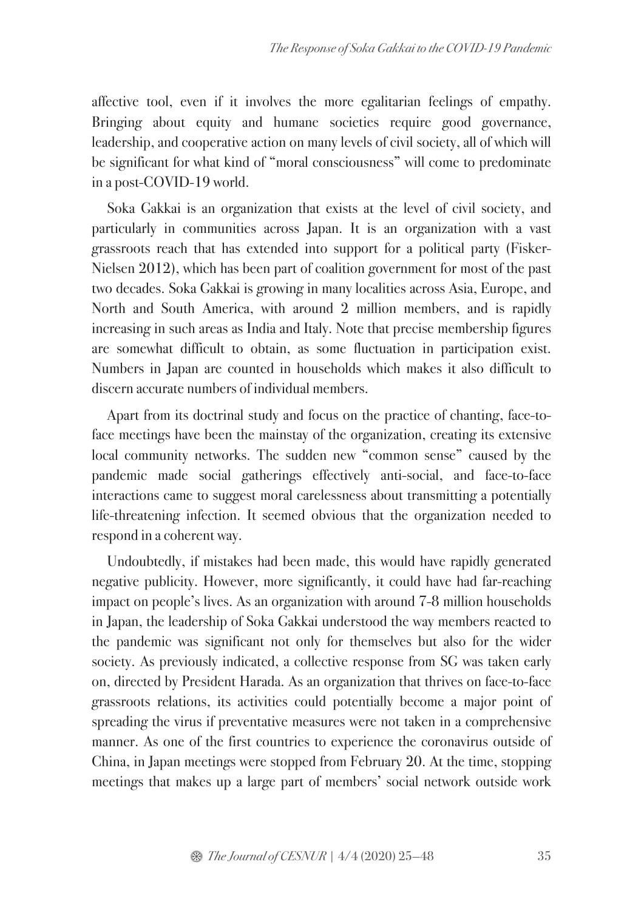affective tool, even if it involves the more egalitarian feelings of empathy. Bringing about equity and humane societies require good governance, leadership, and cooperative action on many levels of civil society, all of which will be significant for what kind of "moral consciousness" will come to predominate in a post-COVID-19 world.

Soka Gakkai is an organization that exists at the level of civil society, and particularly in communities across Japan. It is an organization with a vast grassroots reach that has extended into support for a political party (Fisker-Nielsen 2012), which has been part of coalition government for most of the past two decades. Soka Gakkai is growing in many localities across Asia, Europe, and North and South America, with around 2 million members, and is rapidly increasing in such areas as India and Italy. Note that precise membership figures are somewhat difficult to obtain, as some fluctuation in participation exist. Numbers in Japan are counted in households which makes it also difficult to discern accurate numbers of individual members.

Apart from its doctrinal study and focus on the practice of chanting, face-to-face meetings have been the mainstay of the organization, creating its extensive local community networks. The sudden new "common sense" caused by the pandemic made social gatherings effectively anti-social, and face-to-face interactions came to suggest moral carelessness about transmitting a potentially life-threatening infection. It seemed obvious that the organization needed to respond in a coherent way.

Undoubtedly, if mistakes had been made, this would have rapidly generated negative publicity. However, more significantly, it could have had far-reaching impact on people's lives. As an organization with around 7-8 million households in Japan, the leadership of Soka Gakkai understood the way members reacted to the pandemic was significant not only for themselves but also for the wider society. As previously indicated, a collective response from SG was taken early on, directed by President Harada. As an organization that thrives on face-to-face grassroots relations, its activities could potentially become a major point of spreading the virus if preventative measures were not taken in a comprehensive manner. As one of the first countries to experience the coronavirus outside of China, in Japan meetings were stopped from February 20. At the time, stopping meetings that makes up a large part of members' social network outside work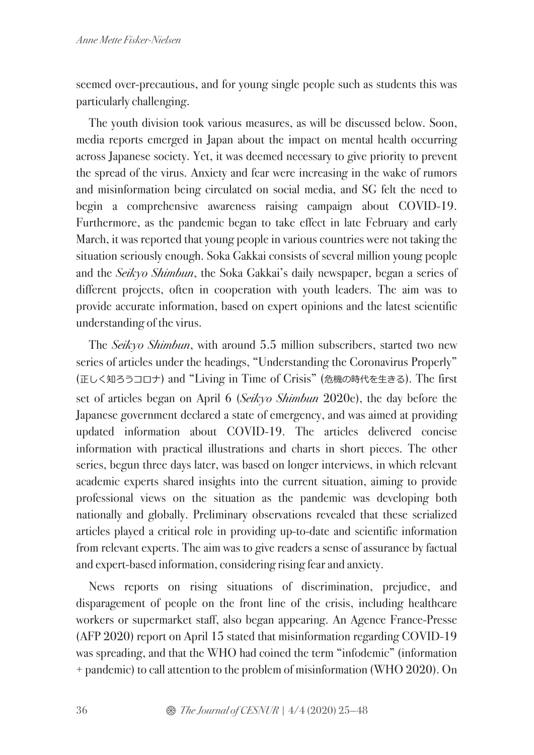seemed over-precautious, and for young single people such as students this was particularly challenging.

The youth division took various measures, as will be discussed below. Soon, media reports emerged in Japan about the impact on mental health occurring across Japanese society. Yet, it was deemed necessary to give priority to prevent the spread of the virus. Anxiety and fear were increasing in the wake of rumors and misinformation being circulated on social media, and SG felt the need to begin a comprehensive awareness raising campaign about COVID-19. Furthermore, as the pandemic began to take effect in late February and early March, it was reported that young people in various countries were not taking the situation seriously enough. Soka Gakkai consists of several million young people and the *Seikyo Shimbun*, the Soka Gakkai's daily newspaper, began a series of different projects, often in cooperation with youth leaders. The aim was to provide accurate information, based on expert opinions and the latest scientific understanding of the virus.

The *Seikyo Shimbun*, with around 5.5 million subscribers, started two new series of articles under the headings, "Understanding the Coronavirus Properly" (正しく知ろうコロナ) and "Living in Time of Crisis" (危機の時代を生きる). The first set of articles began on April 6 (*Seikyo Shimbun* 2020e), the day before the Japanese government declared a state of emergency, and was aimed at providing updated information about COVID-19. The articles delivered concise information with practical illustrations and charts in short pieces. The other series, begun three days later, was based on longer interviews, in which relevant academic experts shared insights into the current situation, aiming to provide professional views on the situation as the pandemic was developing both nationally and globally. Preliminary observations revealed that these serialized articles played a critical role in providing up-to-date and scientific information from relevant experts. The aim was to give readers a sense of assurance by factual and expert-based information, considering rising fear and anxiety.

News reports on rising situations of discrimination, prejudice, and disparagement of people on the front line of the crisis, including healthcare workers or supermarket staff, also began appearing. An Agence France-Presse (AFP 2020) report on April 15 stated that misinformation regarding COVID-19 was spreading, and that the WHO had coined the term "infodemic" (information + pandemic) to call attention to the problem of misinformation (WHO 2020). On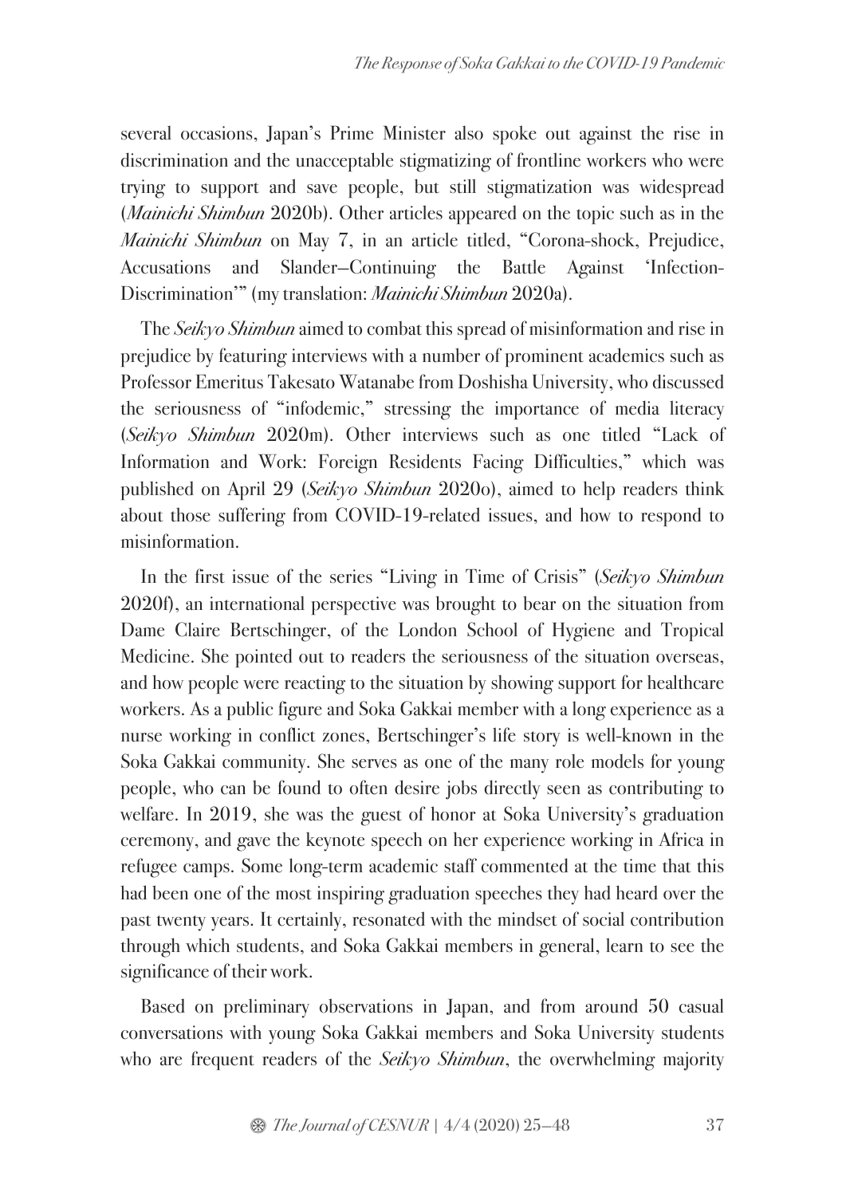several occasions, Japan's Prime Minister also spoke out against the rise in discrimination and the unacceptable stigmatizing of frontline workers who were trying to support and save people, but still stigmatization was widespread (*Mainichi Shimbun* 2020b). Other articles appeared on the topic such as in the *Mainichi Shimbun* on May 7, in an article titled, "Corona-shock, Prejudice, Accusations and Slander—Continuing the Battle Against 'Infection-Discrimination'" (my translation: *Mainichi Shimbun* 2020a).

The *Seikyo Shimbun* aimed to combat this spread of misinformation and rise in prejudice by featuring interviews with a number of prominent academics such as Professor Emeritus Takesato Watanabe from Doshisha University, who discussed the seriousness of "infodemic," stressing the importance of media literacy (*Seikyo Shimbun* 2020m). Other interviews such as one titled "Lack of Information and Work: Foreign Residents Facing Difficulties," which was published on April 29 (*Seikyo Shimbun* 2020o), aimed to help readers think about those suffering from COVID-19-related issues, and how to respond to misinformation.

In the first issue of the series "Living in Time of Crisis" (*Seikyo Shimbun* 2020f), an international perspective was brought to bear on the situation from Dame Claire Bertschinger, of the London School of Hygiene and Tropical Medicine. She pointed out to readers the seriousness of the situation overseas, and how people were reacting to the situation by showing support for healthcare workers. As a public figure and Soka Gakkai member with a long experience as a nurse working in conflict zones, Bertschinger's life story is well-known in the Soka Gakkai community. She serves as one of the many role models for young people, who can be found to often desire jobs directly seen as contributing to welfare. In 2019, she was the guest of honor at Soka University's graduation ceremony, and gave the keynote speech on her experience working in Africa in refugee camps. Some long-term academic staff commented at the time that this had been one of the most inspiring graduation speeches they had heard over the past twenty years. It certainly, resonated with the mindset of social contribution through which students, and Soka Gakkai members in general, learn to see the significance of their work.

Based on preliminary observations in Japan, and from around 50 casual conversations with young Soka Gakkai members and Soka University students who are frequent readers of the *Seikyo Shimbun*, the overwhelming majority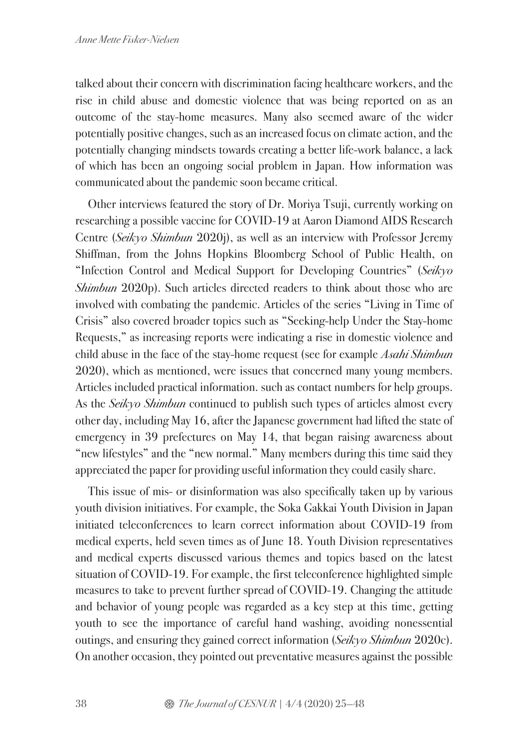talked about their concern with discrimination facing healthcare workers, and the rise in child abuse and domestic violence that was being reported on as an outcome of the stay-home measures. Many also seemed aware of the wider potentially positive changes, such as an increased focus on climate action, and the potentially changing mindsets towards creating a better life-work balance, a lack of which has been an ongoing social problem in Japan. How information was communicated about the pandemic soon became critical.

Other interviews featured the story of Dr. Moriya Tsuji, currently working on researching a possible vaccine for COVID-19 at Aaron Diamond AIDS Research Centre (*Seikyo Shimbun* 2020j), as well as an interview with Professor Jeremy Shiffman, from the Johns Hopkins Bloomberg School of Public Health, on "Infection Control and Medical Support for Developing Countries" (*Seikyo Shimbun* 2020p). Such articles directed readers to think about those who are involved with combating the pandemic. Articles of the series "Living in Time of Crisis" also covered broader topics such as "Seeking-help Under the Stay-home Requests," as increasing reports were indicating a rise in domestic violence and child abuse in the face of the stay-home request (see for example *Asahi Shimbun* 2020), which as mentioned, were issues that concerned many young members. Articles included practical information. such as contact numbers for help groups. As the *Seikyo Shimbun* continued to publish such types of articles almost every other day, including May 16, after the Japanese government had lifted the state of emergency in 39 prefectures on May 14, that began raising awareness about "new lifestyles" and the "new normal." Many members during this time said they appreciated the paper for providing useful information they could easily share.

This issue of mis- or disinformation was also specifically taken up by various youth division initiatives. For example, the Soka Gakkai Youth Division in Japan initiated teleconferences to learn correct information about COVID-19 from medical experts, held seven times as of June 18. Youth Division representatives and medical experts discussed various themes and topics based on the latest situation of COVID-19. For example, the first teleconference highlighted simple measures to take to prevent further spread of COVID-19. Changing the attitude and behavior of young people was regarded as a key step at this time, getting youth to see the importance of careful hand washing, avoiding nonessential outings, and ensuring they gained correct information (*Seikyo Shimbun* 2020c). On another occasion, they pointed out preventative measures against the possible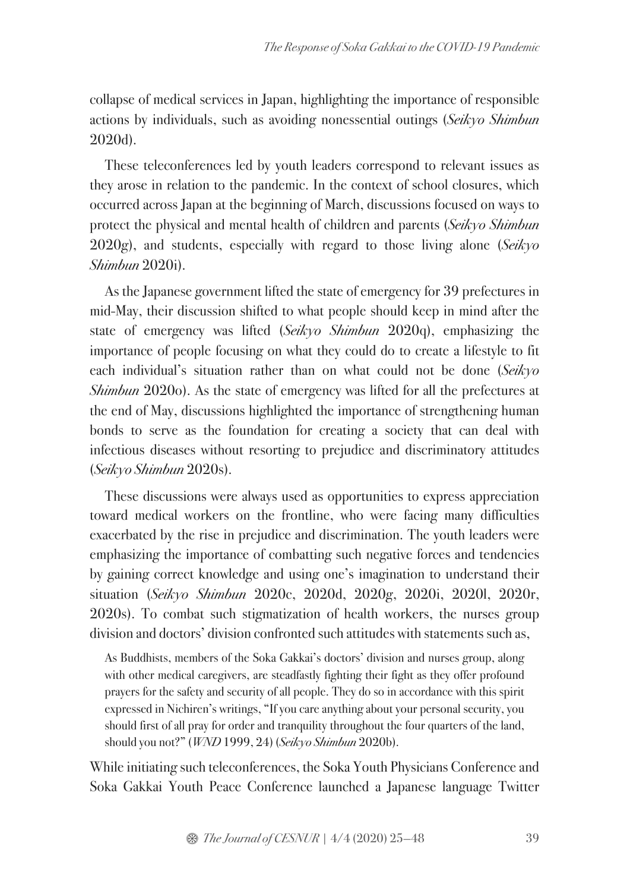collapse of medical services in Japan, highlighting the importance of responsible actions by individuals, such as avoiding nonessential outings (*Seikyo Shimbun* 2020d).

These teleconferences led by youth leaders correspond to relevant issues as they arose in relation to the pandemic. In the context of school closures, which occurred across Japan at the beginning of March, discussions focused on ways to protect the physical and mental health of children and parents (*Seikyo Shimbun* 2020g), and students, especially with regard to those living alone (*Seikyo Shimbun* 2020i).

As the Japanese government lifted the state of emergency for 39 prefectures in mid-May, their discussion shifted to what people should keep in mind after the state of emergency was lifted (*Seikyo Shimbun* 2020q), emphasizing the importance of people focusing on what they could do to create a lifestyle to fit each individual's situation rather than on what could not be done (*Seikyo Shimbun* 2020o). As the state of emergency was lifted for all the prefectures at the end of May, discussions highlighted the importance of strengthening human bonds to serve as the foundation for creating a society that can deal with infectious diseases without resorting to prejudice and discriminatory attitudes (*Seikyo Shimbun* 2020s).

These discussions were always used as opportunities to express appreciation toward medical workers on the frontline, who were facing many difficulties exacerbated by the rise in prejudice and discrimination. The youth leaders were emphasizing the importance of combatting such negative forces and tendencies by gaining correct knowledge and using one's imagination to understand their situation (*Seikyo Shimbun* 2020c, 2020d, 2020g, 2020i, 2020l, 2020r, 2020s). To combat such stigmatization of health workers, the nurses group division and doctors' division confronted such attitudes with statements such as,

> As Buddhists, members of the Soka Gakkai's doctors' division and nurses group, along with other medical caregivers, are steadfastly fighting their fight as they offer profound prayers for the safety and security of all people. They do so in accordance with this spirit expressed in Nichiren's writings, "If you care anything about your personal security, you should first of all pray for order and tranquility throughout the four quarters of the land, should you not?" (*WND* 1999, 24) (*Seikyo Shimbun* 2020b).

While initiating such teleconferences, the Soka Youth Physicians Conference and Soka Gakkai Youth Peace Conference launched a Japanese language Twitter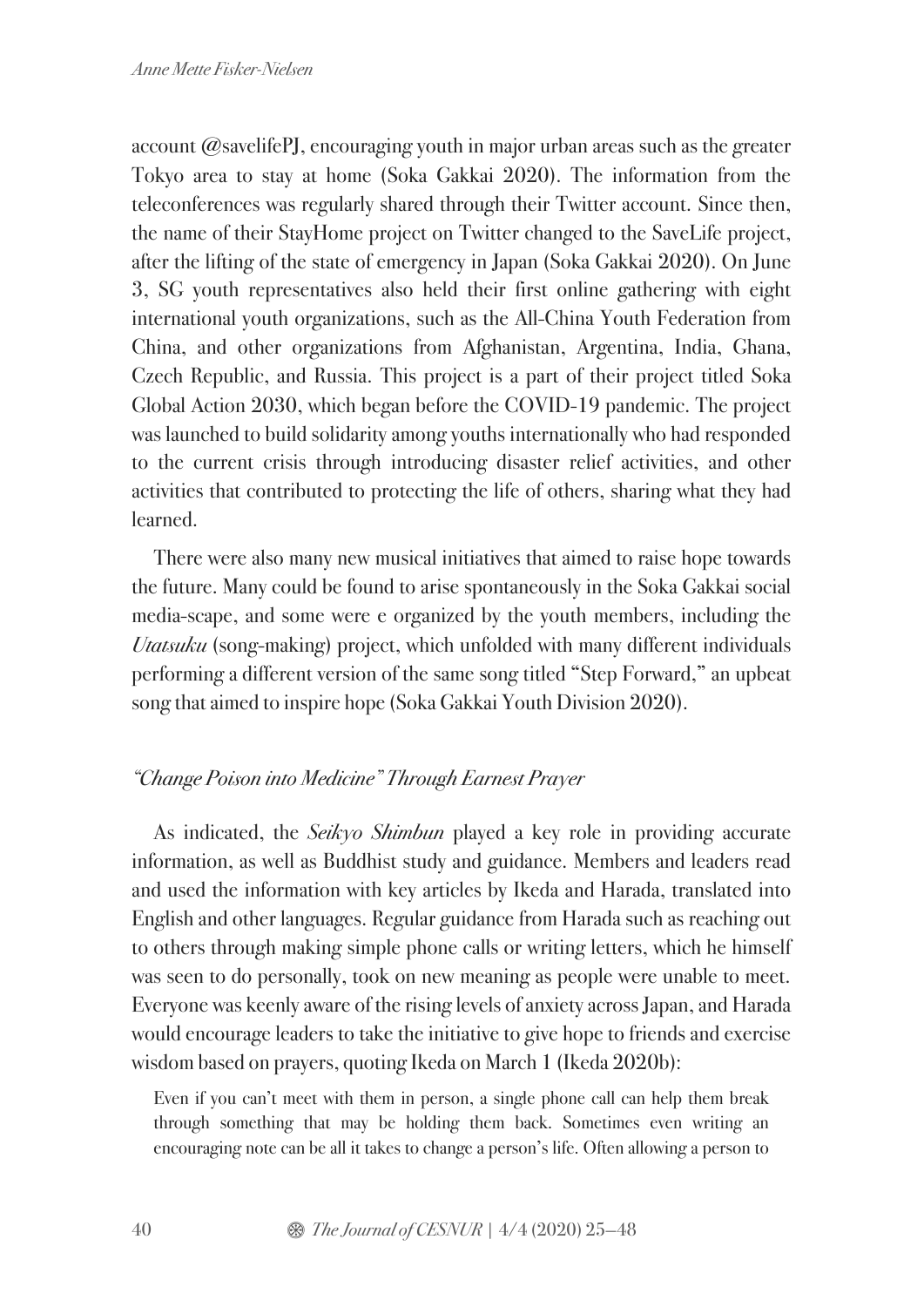account @savelifePJ, encouraging youth in major urban areas such as the greater Tokyo area to stay at home (Soka Gakkai 2020). The information from the teleconferences was regularly shared through their Twitter account. Since then, the name of their StayHome project on Twitter changed to the SaveLife project, after the lifting of the state of emergency in Japan (Soka Gakkai 2020). On June 3, SG youth representatives also held their first online gathering with eight international youth organizations, such as the All-China Youth Federation from China, and other organizations from Afghanistan, Argentina, India, Ghana, Czech Republic, and Russia. This project is a part of their project titled Soka Global Action 2030, which began before the COVID-19 pandemic. The project was launched to build solidarity among youths internationally who had responded to the current crisis through introducing disaster relief activities, and other activities that contributed to protecting the life of others, sharing what they had learned.

There were also many new musical initiatives that aimed to raise hope towards the future. Many could be found to arise spontaneously in the Soka Gakkai social media-scape, and some were e organized by the youth members, including the *Utatsuku* (song-making) project, which unfolded with many different individuals performing a different version of the same song titled "Step Forward," an upbeat song that aimed to inspire hope (Soka Gakkai Youth Division 2020).

### *"Change Poison into Medicine" Through Earnest Prayer*

As indicated, the *Seikyo Shimbun* played a key role in providing accurate information, as well as Buddhist study and guidance. Members and leaders read and used the information with key articles by Ikeda and Harada, translated into English and other languages. Regular guidance from Harada such as reaching out to others through making simple phone calls or writing letters, which he himself was seen to do personally, took on new meaning as people were unable to meet. Everyone was keenly aware of the rising levels of anxiety across Japan, and Harada would encourage leaders to take the initiative to give hope to friends and exercise wisdom based on prayers, quoting Ikeda on March 1 (Ikeda 2020b):

> Even if you can't meet with them in person, a single phone call can help them break through something that may be holding them back. Sometimes even writing an encouraging note can be all it takes to change a person's life. Often allowing a person to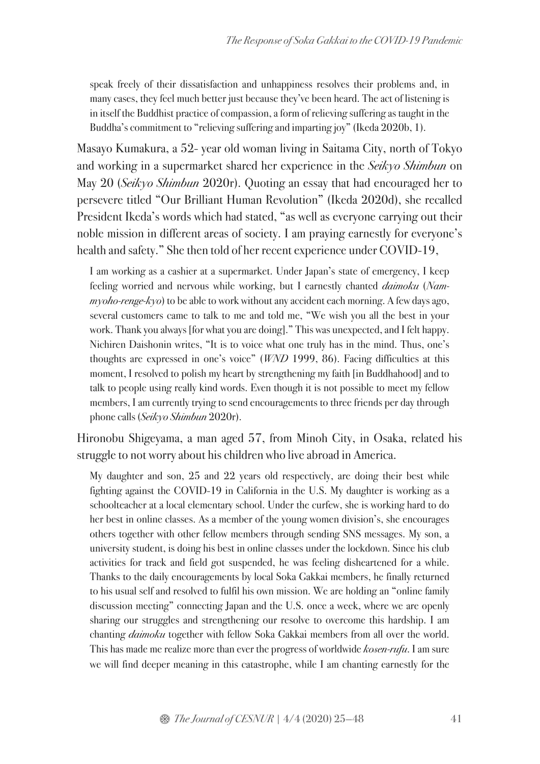> speak freely of their dissatisfaction and unhappiness resolves their problems and, in many cases, they feel much better just because they've been heard. The act of listening is in itself the Buddhist practice of compassion, a form of relieving suffering as taught in the Buddha's commitment to "relieving suffering and imparting joy" (Ikeda 2020b, 1).

Masayo Kumakura, a 52- year old woman living in Saitama City, north of Tokyo and working in a supermarket shared her experience in the *Seikyo Shimbun* on May 20 (*Seikyo Shimbun* 2020r). Quoting an essay that had encouraged her to persevere titled "Our Brilliant Human Revolution" (Ikeda 2020d), she recalled President Ikeda's words which had stated, "as well as everyone carrying out their noble mission in different areas of society. I am praying earnestly for everyone's health and safety." She then told of her recent experience under COVID-19,

> I am working as a cashier at a supermarket. Under Japan's state of emergency, I keep feeling worried and nervous while working, but I earnestly chanted *daimoku* (*Nam-myoho-renge-kyo*) to be able to work without any accident each morning. A few days ago, several customers came to talk to me and told me, "We wish you all the best in your work. Thank you always [for what you are doing]." This was unexpected, and I felt happy. Nichiren Daishonin writes, "It is to voice what one truly has in the mind. Thus, one's thoughts are expressed in one's voice" (*WND* 1999, 86). Facing difficulties at this moment, I resolved to polish my heart by strengthening my faith [in Buddhahood] and to talk to people using really kind words. Even though it is not possible to meet my fellow members, I am currently trying to send encouragements to three friends per day through phone calls (*Seikyo Shimbun* 2020r).

Hironobu Shigeyama, a man aged 57, from Minoh City, in Osaka, related his struggle to not worry about his children who live abroad in America.

> My daughter and son, 25 and 22 years old respectively, are doing their best while fighting against the COVID-19 in California in the U.S. My daughter is working as a schoolteacher at a local elementary school. Under the curfew, she is working hard to do her best in online classes. As a member of the young women division's, she encourages others together with other fellow members through sending SNS messages. My son, a university student, is doing his best in online classes under the lockdown. Since his club activities for track and field got suspended, he was feeling disheartened for a while. Thanks to the daily encouragements by local Soka Gakkai members, he finally returned to his usual self and resolved to fulfil his own mission. We are holding an "online family discussion meeting" connecting Japan and the U.S. once a week, where we are openly sharing our struggles and strengthening our resolve to overcome this hardship. I am chanting *daimoku* together with fellow Soka Gakkai members from all over the world. This has made me realize more than ever the progress of worldwide *kosen-rufu*. I am sure we will find deeper meaning in this catastrophe, while I am chanting earnestly for the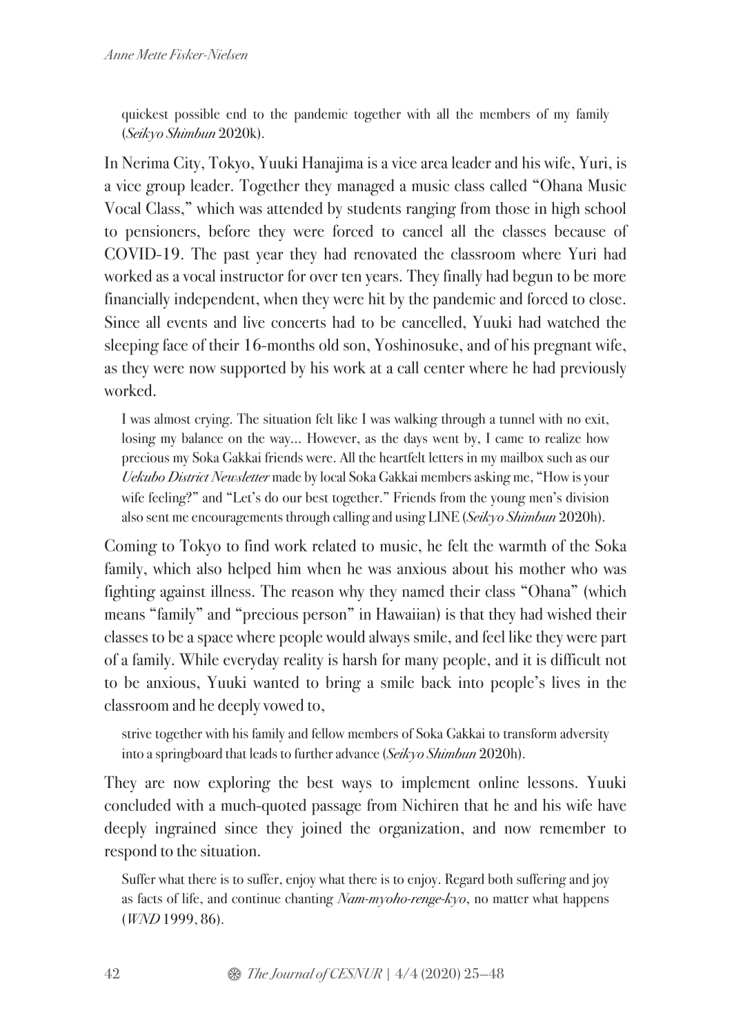quickest possible end to the pandemic together with all the members of my family (*Seikyo Shimbun* 2020k).

In Nerima City, Tokyo, Yuuki Hanajima is a vice area leader and his wife, Yuri, is a vice group leader. Together they managed a music class called "Ohana Music Vocal Class," which was attended by students ranging from those in high school to pensioners, before they were forced to cancel all the classes because of COVID-19. The past year they had renovated the classroom where Yuri had worked as a vocal instructor for over ten years. They finally had begun to be more financially independent, when they were hit by the pandemic and forced to close. Since all events and live concerts had to be cancelled, Yuuki had watched the sleeping face of their 16-months old son, Yoshinosuke, and of his pregnant wife, as they were now supported by his work at a call center where he had previously worked.

> I was almost crying. The situation felt like I was walking through a tunnel with no exit, losing my balance on the way... However, as the days went by, I came to realize how precious my Soka Gakkai friends were. All the heartfelt letters in my mailbox such as our *Uekubo District Newsletter* made by local Soka Gakkai members asking me, "How is your wife feeling?" and "Let's do our best together." Friends from the young men's division also sent me encouragements through calling and using LINE (*Seikyo Shimbun* 2020h).

Coming to Tokyo to find work related to music, he felt the warmth of the Soka family, which also helped him when he was anxious about his mother who was fighting against illness. The reason why they named their class "Ohana" (which means "family" and "precious person" in Hawaiian) is that they had wished their classes to be a space where people would always smile, and feel like they were part of a family. While everyday reality is harsh for many people, and it is difficult not to be anxious, Yuuki wanted to bring a smile back into people's lives in the classroom and he deeply vowed to,

> strive together with his family and fellow members of Soka Gakkai to transform adversity into a springboard that leads to further advance (*Seikyo Shimbun* 2020h).

They are now exploring the best ways to implement online lessons. Yuuki concluded with a much-quoted passage from Nichiren that he and his wife have deeply ingrained since they joined the organization, and now remember to respond to the situation.

> Suffer what there is to suffer, enjoy what there is to enjoy. Regard both suffering and joy as facts of life, and continue chanting *Nam-myoho-renge-kyo*, no matter what happens (*WND* 1999, 86).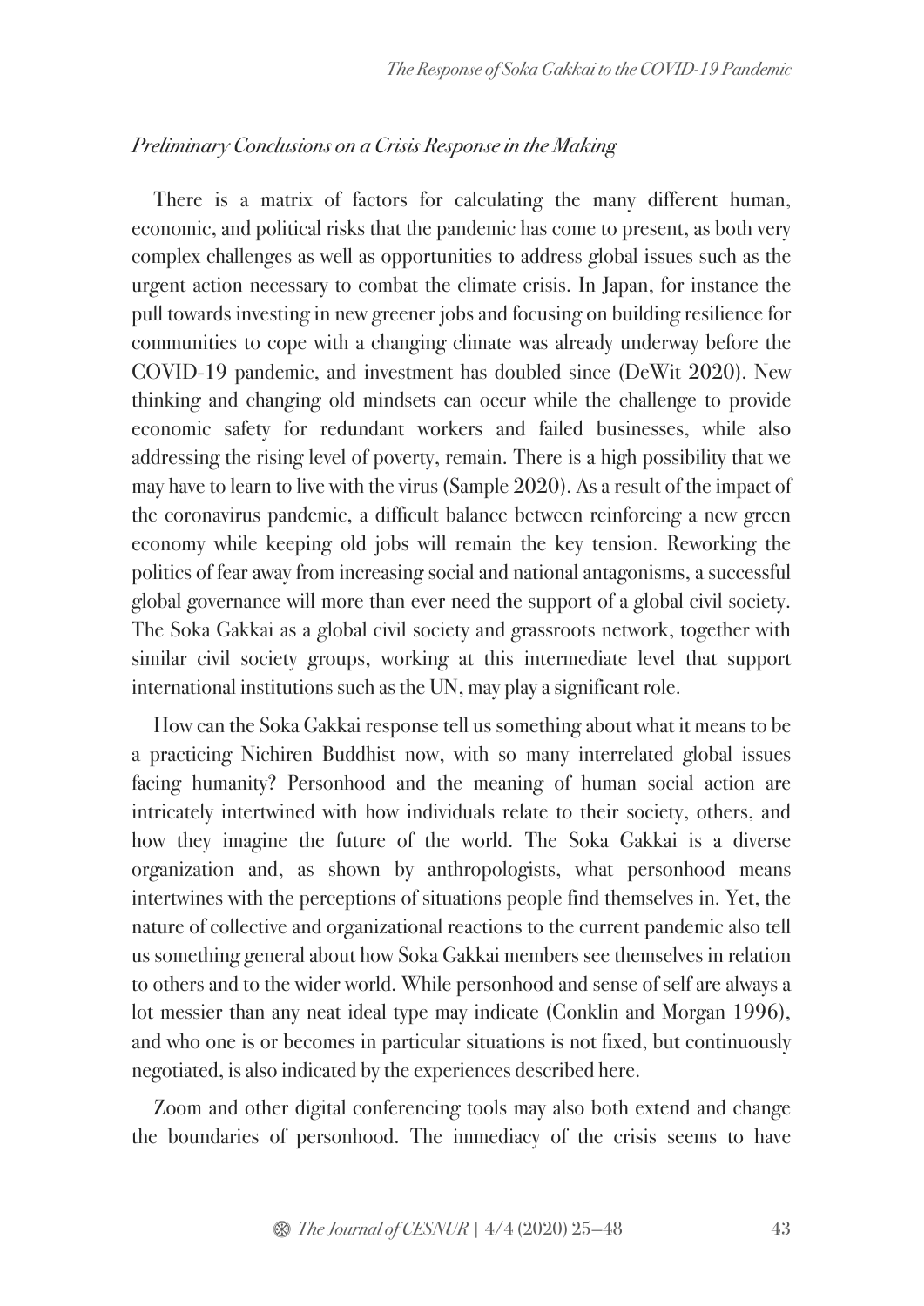*Preliminary Conclusions on a Crisis Response in the Making*

There is a matrix of factors for calculating the many different human, economic, and political risks that the pandemic has come to present, as both very complex challenges as well as opportunities to address global issues such as the urgent action necessary to combat the climate crisis. In Japan, for instance the pull towards investing in new greener jobs and focusing on building resilience for communities to cope with a changing climate was already underway before the COVID-19 pandemic, and investment has doubled since (DeWit 2020). New thinking and changing old mindsets can occur while the challenge to provide economic safety for redundant workers and failed businesses, while also addressing the rising level of poverty, remain. There is a high possibility that we may have to learn to live with the virus (Sample 2020). As a result of the impact of the coronavirus pandemic, a difficult balance between reinforcing a new green economy while keeping old jobs will remain the key tension. Reworking the politics of fear away from increasing social and national antagonisms, a successful global governance will more than ever need the support of a global civil society. The Soka Gakkai as a global civil society and grassroots network, together with similar civil society groups, working at this intermediate level that support international institutions such as the UN, may play a significant role.

How can the Soka Gakkai response tell us something about what it means to be a practicing Nichiren Buddhist now, with so many interrelated global issues facing humanity? Personhood and the meaning of human social action are intricately intertwined with how individuals relate to their society, others, and how they imagine the future of the world. The Soka Gakkai is a diverse organization and, as shown by anthropologists, what personhood means intertwines with the perceptions of situations people find themselves in. Yet, the nature of collective and organizational reactions to the current pandemic also tell us something general about how Soka Gakkai members see themselves in relation to others and to the wider world. While personhood and sense of self are always a lot messier than any neat ideal type may indicate (Conklin and Morgan 1996), and who one is or becomes in particular situations is not fixed, but continuously negotiated, is also indicated by the experiences described here.

Zoom and other digital conferencing tools may also both extend and change the boundaries of personhood. The immediacy of the crisis seems to have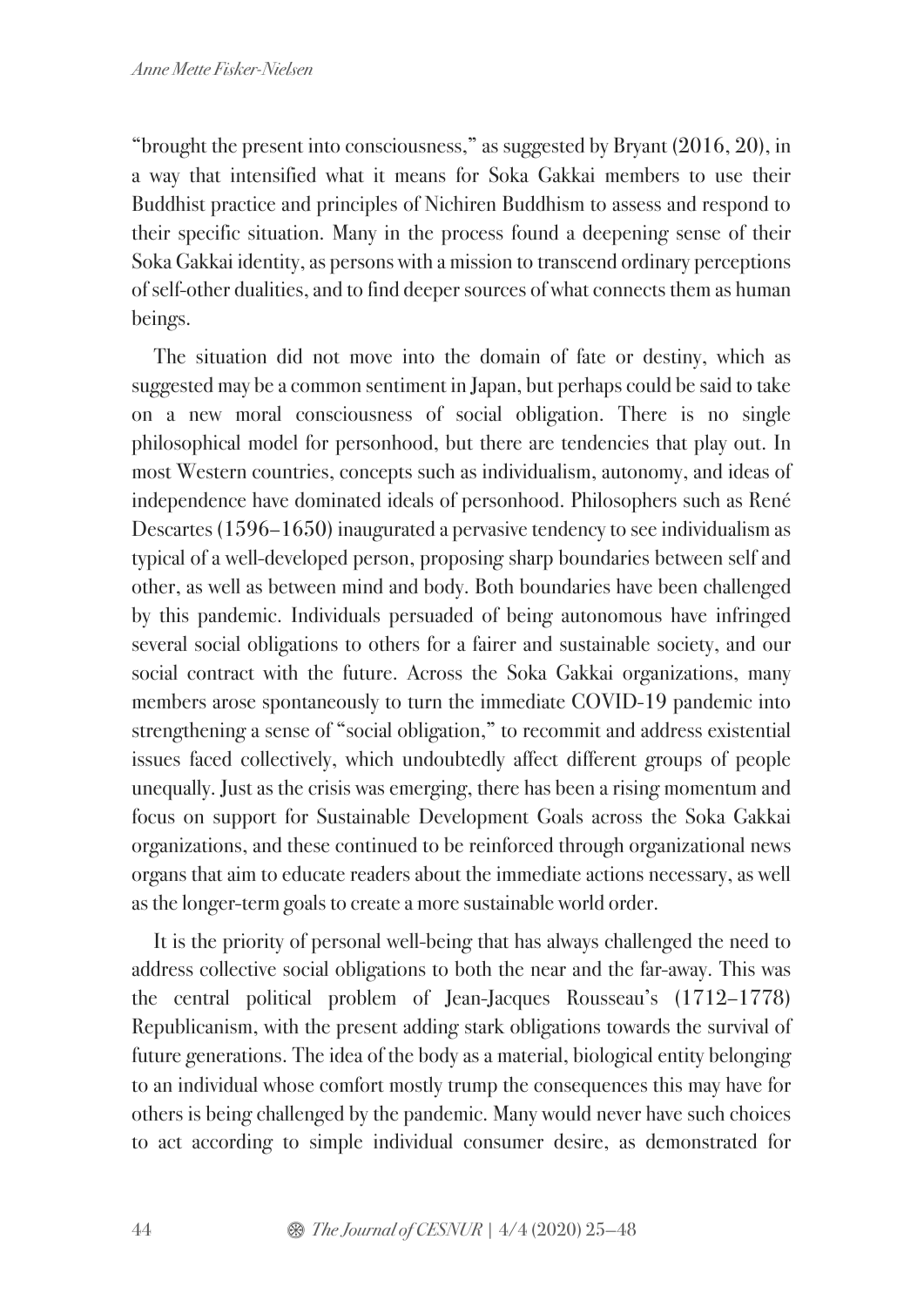"brought the present into consciousness," as suggested by Bryant (2016, 20), in a way that intensified what it means for Soka Gakkai members to use their Buddhist practice and principles of Nichiren Buddhism to assess and respond to their specific situation. Many in the process found a deepening sense of their Soka Gakkai identity, as persons with a mission to transcend ordinary perceptions of self-other dualities, and to find deeper sources of what connects them as human beings.

The situation did not move into the domain of fate or destiny, which as suggested may be a common sentiment in Japan, but perhaps could be said to take on a new moral consciousness of social obligation. There is no single philosophical model for personhood, but there are tendencies that play out. In most Western countries, concepts such as individualism, autonomy, and ideas of independence have dominated ideals of personhood. Philosophers such as René Descartes (1596–1650) inaugurated a pervasive tendency to see individualism as typical of a well-developed person, proposing sharp boundaries between self and other, as well as between mind and body. Both boundaries have been challenged by this pandemic. Individuals persuaded of being autonomous have infringed several social obligations to others for a fairer and sustainable society, and our social contract with the future. Across the Soka Gakkai organizations, many members arose spontaneously to turn the immediate COVID-19 pandemic into strengthening a sense of "social obligation," to recommit and address existential issues faced collectively, which undoubtedly affect different groups of people unequally. Just as the crisis was emerging, there has been a rising momentum and focus on support for Sustainable Development Goals across the Soka Gakkai organizations, and these continued to be reinforced through organizational news organs that aim to educate readers about the immediate actions necessary, as well as the longer-term goals to create a more sustainable world order.

It is the priority of personal well-being that has always challenged the need to address collective social obligations to both the near and the far-away. This was the central political problem of Jean-Jacques Rousseau's (1712–1778) Republicanism, with the present adding stark obligations towards the survival of future generations. The idea of the body as a material, biological entity belonging to an individual whose comfort mostly trump the consequences this may have for others is being challenged by the pandemic. Many would never have such choices to act according to simple individual consumer desire, as demonstrated for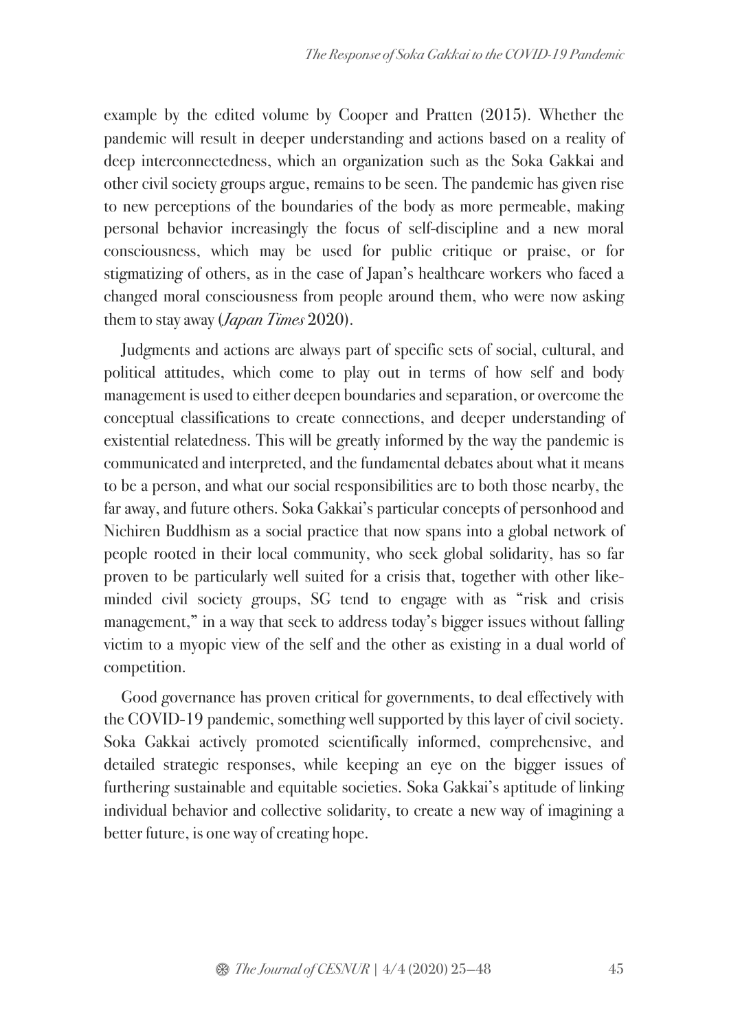example by the edited volume by Cooper and Pratten (2015). Whether the pandemic will result in deeper understanding and actions based on a reality of deep interconnectedness, which an organization such as the Soka Gakkai and other civil society groups argue, remains to be seen. The pandemic has given rise to new perceptions of the boundaries of the body as more permeable, making personal behavior increasingly the focus of self-discipline and a new moral consciousness, which may be used for public critique or praise, or for stigmatizing of others, as in the case of Japan's healthcare workers who faced a changed moral consciousness from people around them, who were now asking them to stay away (*Japan Times* 2020).

Judgments and actions are always part of specific sets of social, cultural, and political attitudes, which come to play out in terms of how self and body management is used to either deepen boundaries and separation, or overcome the conceptual classifications to create connections, and deeper understanding of existential relatedness. This will be greatly informed by the way the pandemic is communicated and interpreted, and the fundamental debates about what it means to be a person, and what our social responsibilities are to both those nearby, the far away, and future others. Soka Gakkai's particular concepts of personhood and Nichiren Buddhism as a social practice that now spans into a global network of people rooted in their local community, who seek global solidarity, has so far proven to be particularly well suited for a crisis that, together with other like-minded civil society groups, SG tend to engage with as "risk and crisis management," in a way that seek to address today's bigger issues without falling victim to a myopic view of the self and the other as existing in a dual world of competition.

Good governance has proven critical for governments, to deal effectively with the COVID-19 pandemic, something well supported by this layer of civil society. Soka Gakkai actively promoted scientifically informed, comprehensive, and detailed strategic responses, while keeping an eye on the bigger issues of furthering sustainable and equitable societies. Soka Gakkai's aptitude of linking individual behavior and collective solidarity, to create a new way of imagining a better future, is one way of creating hope.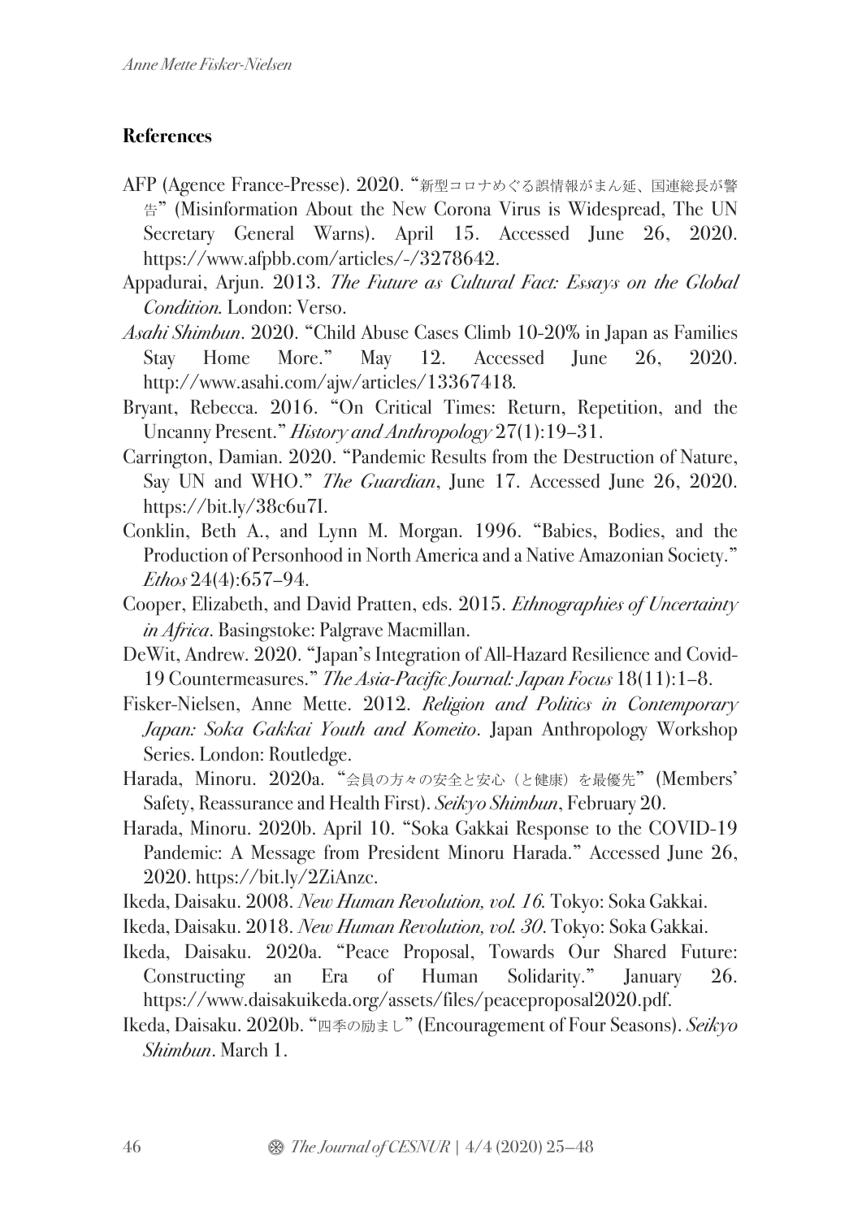## References

AFP (Agence France-Presse). 2020. "新型コロナめぐる誤情報がまん延、国連総長が警告" (Misinformation About the New Corona Virus is Widespread, The UN Secretary General Warns). April 15. Accessed June 26, 2020. https://www.afpbb.com/articles/-/3278642.

Appadurai, Arjun. 2013. *The Future as Cultural Fact: Essays on the Global Condition.* London: Verso.

*Asahi Shimbun*. 2020. "Child Abuse Cases Climb 10-20% in Japan as Families Stay Home More." May 12. Accessed June 26, 2020. http://www.asahi.com/ajw/articles/13367418.

Bryant, Rebecca. 2016. "On Critical Times: Return, Repetition, and the Uncanny Present." *History and Anthropology* 27(1):19–31.

Carrington, Damian. 2020. "Pandemic Results from the Destruction of Nature, Say UN and WHO." *The Guardian*, June 17. Accessed June 26, 2020. https://bit.ly/38c6u7I.

Conklin, Beth A., and Lynn M. Morgan. 1996. "Babies, Bodies, and the Production of Personhood in North America and a Native Amazonian Society." *Ethos* 24(4):657–94.

Cooper, Elizabeth, and David Pratten, eds. 2015. *Ethnographies of Uncertainty in Africa*. Basingstoke: Palgrave Macmillan.

DeWit, Andrew. 2020. "Japan's Integration of All-Hazard Resilience and Covid-19 Countermeasures." *The Asia-Pacific Journal: Japan Focus* 18(11):1–8.

Fisker-Nielsen, Anne Mette. 2012. *Religion and Politics in Contemporary Japan: Soka Gakkai Youth and Komeito*. Japan Anthropology Workshop Series. London: Routledge.

Harada, Minoru. 2020a. "会員の方々の安全と安心（と健康）を最優先" (Members' Safety, Reassurance and Health First). *Seikyo Shimbun*, February 20.

Harada, Minoru. 2020b. April 10. "Soka Gakkai Response to the COVID-19 Pandemic: A Message from President Minoru Harada." Accessed June 26, 2020. https://bit.ly/2ZiAnzc.

Ikeda, Daisaku. 2008. *New Human Revolution, vol. 16.* Tokyo: Soka Gakkai.

Ikeda, Daisaku. 2018. *New Human Revolution, vol. 30*. Tokyo: Soka Gakkai.

Ikeda, Daisaku. 2020a. "Peace Proposal, Towards Our Shared Future: Constructing an Era of Human Solidarity." January 26. https://www.daisakuikeda.org/assets/files/peaceproposal2020.pdf.

Ikeda, Daisaku. 2020b. "四季の励まし" (Encouragement of Four Seasons). *Seikyo Shimbun*. March 1.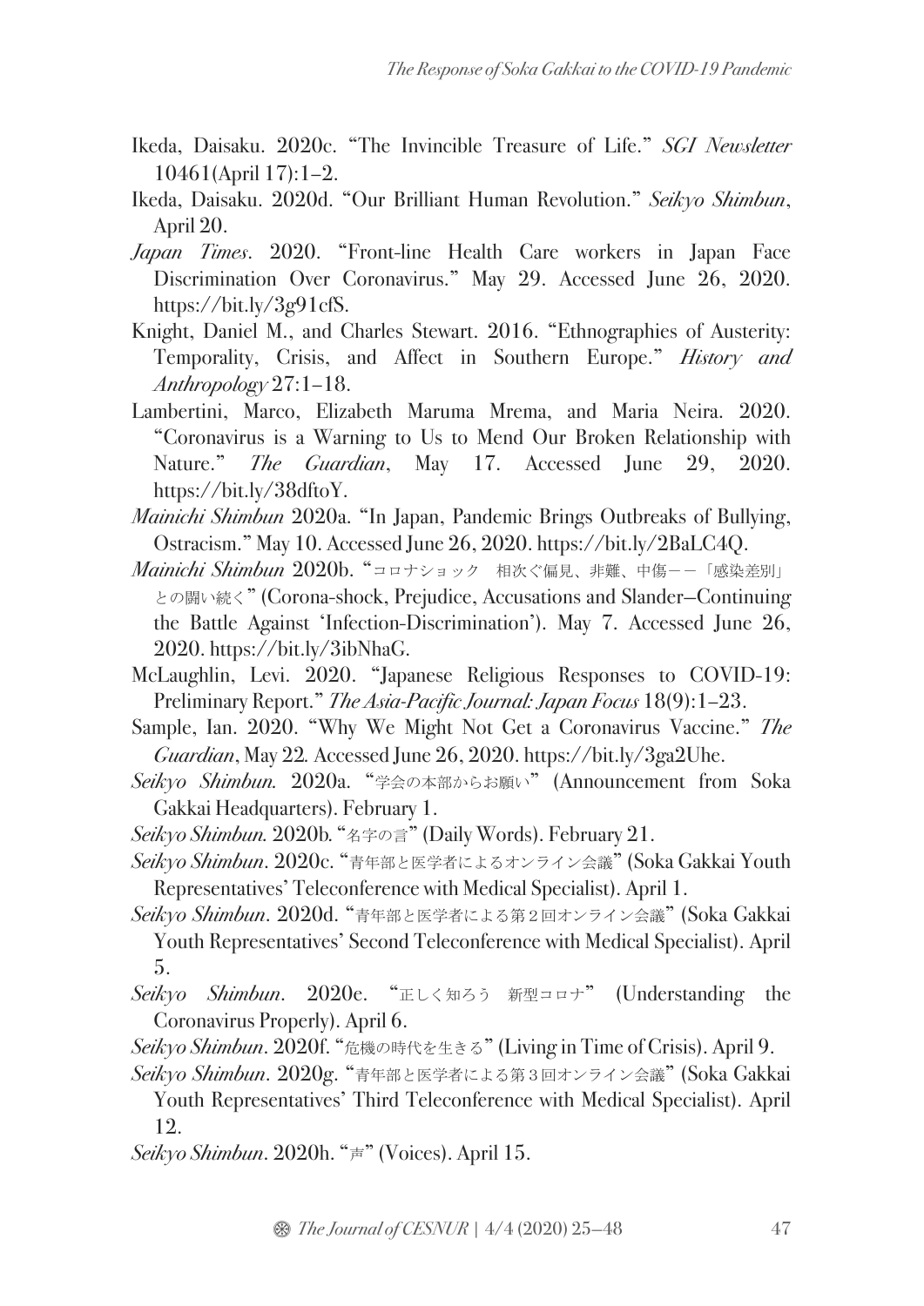Ikeda, Daisaku. 2020c. "The Invincible Treasure of Life." *SGI Newsletter* 10461(April 17):1–2.

Ikeda, Daisaku. 2020d. "Our Brilliant Human Revolution." *Seikyo Shimbun*, April 20.

*Japan Times*. 2020. "Front-line Health Care workers in Japan Face Discrimination Over Coronavirus." May 29. Accessed June 26, 2020. https://bit.ly/3g91cfS.

Knight, Daniel M., and Charles Stewart. 2016. "Ethnographies of Austerity: Temporality, Crisis, and Affect in Southern Europe." *History and Anthropology* 27:1–18.

Lambertini, Marco, Elizabeth Maruma Mrema, and Maria Neira. 2020. "Coronavirus is a Warning to Us to Mend Our Broken Relationship with Nature." *The Guardian*, May 17. Accessed June 29, 2020. https://bit.ly/38dftoY.

*Mainichi Shimbun* 2020a. "In Japan, Pandemic Brings Outbreaks of Bullying, Ostracism." May 10. Accessed June 26, 2020. https://bit.ly/2BaLC4Q.

*Mainichi Shimbun* 2020b. "コロナショック　相次ぐ偏見、非難、中傷――「感染差別」との闘い続く" (Corona-shock, Prejudice, Accusations and Slander—Continuing the Battle Against 'Infection-Discrimination'). May 7. Accessed June 26, 2020. https://bit.ly/3ibNhaG.

McLaughlin, Levi. 2020. "Japanese Religious Responses to COVID-19: Preliminary Report." *The Asia-Pacific Journal: Japan Focus* 18(9):1–23.

Sample, Ian. 2020. "Why We Might Not Get a Coronavirus Vaccine." *The Guardian*, May 22. Accessed June 26, 2020. https://bit.ly/3ga2Uhe.

*Seikyo Shimbun.* 2020a. "学会の本部からお願い" (Announcement from Soka Gakkai Headquarters). February 1.

*Seikyo Shimbun.* 2020b. "名字の言" (Daily Words). February 21.

*Seikyo Shimbun*. 2020c. "青年部と医学者によるオンライン会議" (Soka Gakkai Youth Representatives' Teleconference with Medical Specialist). April 1.

*Seikyo Shimbun*. 2020d. "青年部と医学者による第２回オンライン会議" (Soka Gakkai Youth Representatives' Second Teleconference with Medical Specialist). April 5.

*Seikyo Shimbun*. 2020e. "正しく知ろう　新型コロナ" (Understanding the Coronavirus Properly). April 6.

*Seikyo Shimbun*. 2020f. "危機の時代を生きる" (Living in Time of Crisis). April 9.

*Seikyo Shimbun*. 2020g. "青年部と医学者による第３回オンライン会議" (Soka Gakkai Youth Representatives' Third Teleconference with Medical Specialist). April 12.

*Seikyo Shimbun*. 2020h. "声" (Voices). April 15.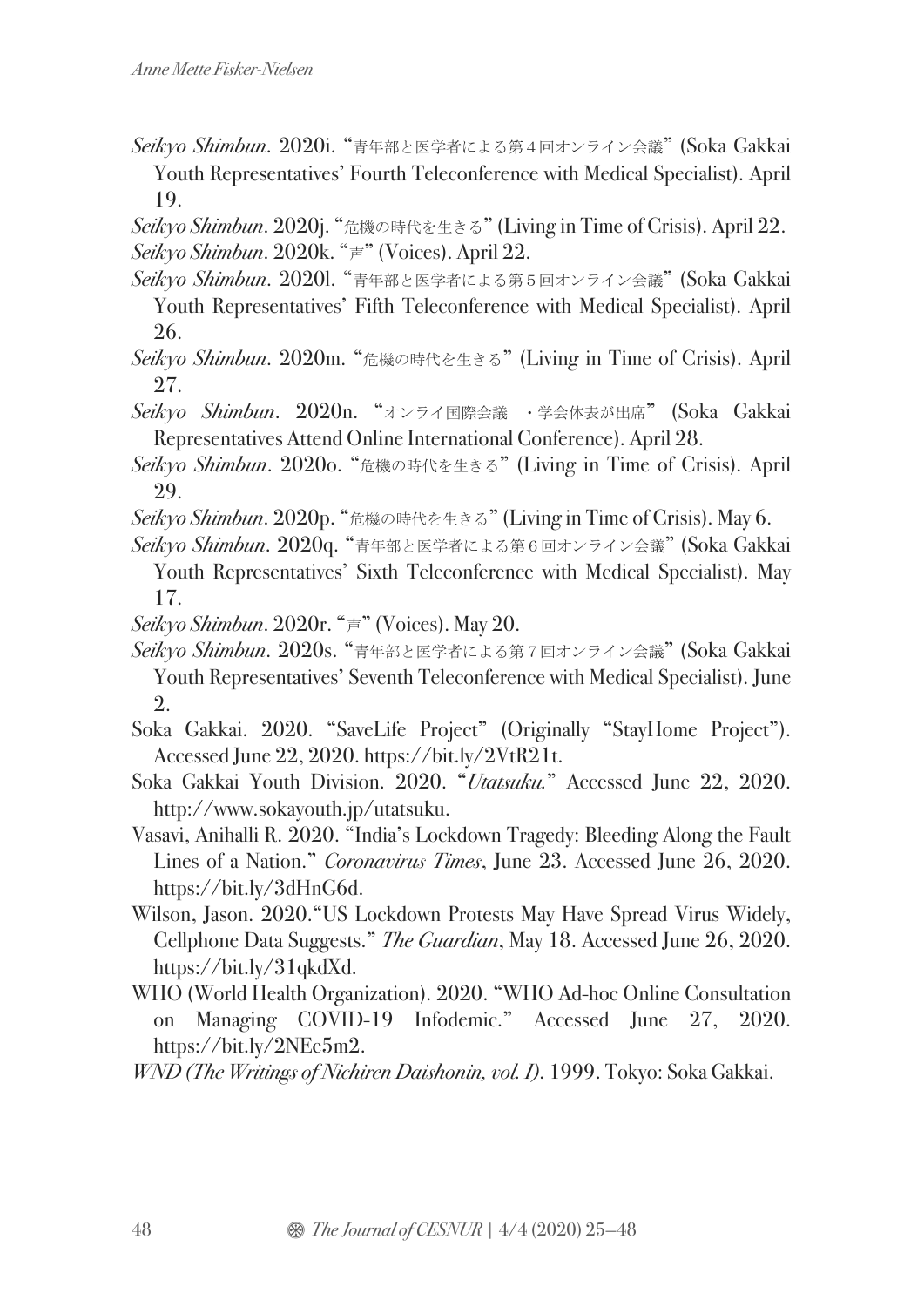*Seikyo Shimbun*. 2020i. "青年部と医学者による第４回オンライン会議" (Soka Gakkai Youth Representatives' Fourth Teleconference with Medical Specialist). April 19.

*Seikyo Shimbun*. 2020j. "危機の時代を生きる" (Living in Time of Crisis). April 22.

*Seikyo Shimbun*. 2020k. "声" (Voices). April 22.

*Seikyo Shimbun*. 2020l. "青年部と医学者による第５回オンライン会議" (Soka Gakkai Youth Representatives' Fifth Teleconference with Medical Specialist). April 26.

*Seikyo Shimbun*. 2020m. "危機の時代を生きる" (Living in Time of Crisis). April 27.

*Seikyo Shimbun*. 2020n. "オンライ国際会議 ・学会体表が出席" (Soka Gakkai Representatives Attend Online International Conference). April 28.

*Seikyo Shimbun*. 2020o. "危機の時代を生きる" (Living in Time of Crisis). April 29.

*Seikyo Shimbun*. 2020p. "危機の時代を生きる" (Living in Time of Crisis). May 6.

*Seikyo Shimbun*. 2020q. "青年部と医学者による第６回オンライン会議" (Soka Gakkai Youth Representatives' Sixth Teleconference with Medical Specialist). May 17.

*Seikyo Shimbun*. 2020r. "声" (Voices). May 20.

*Seikyo Shimbun*. 2020s. "青年部と医学者による第７回オンライン会議" (Soka Gakkai Youth Representatives' Seventh Teleconference with Medical Specialist). June 2.

Soka Gakkai. 2020. "SaveLife Project" (Originally "StayHome Project"). Accessed June 22, 2020. https://bit.ly/2VtR21t.

Soka Gakkai Youth Division. 2020. "*Utatsuku.*" Accessed June 22, 2020. http://www.sokayouth.jp/utatsuku.

Vasavi, Anihalli R. 2020. "India's Lockdown Tragedy: Bleeding Along the Fault Lines of a Nation." *Coronavirus Times*, June 23. Accessed June 26, 2020. https://bit.ly/3dHnG6d.

Wilson, Jason. 2020."US Lockdown Protests May Have Spread Virus Widely, Cellphone Data Suggests." *The Guardian*, May 18. Accessed June 26, 2020. https://bit.ly/31qkdXd.

WHO (World Health Organization). 2020. "WHO Ad-hoc Online Consultation on Managing COVID-19 Infodemic." Accessed June 27, 2020. https://bit.ly/2NEe5m2.

*WND (The Writings of Nichiren Daishonin, vol. I)*. 1999. Tokyo: Soka Gakkai.